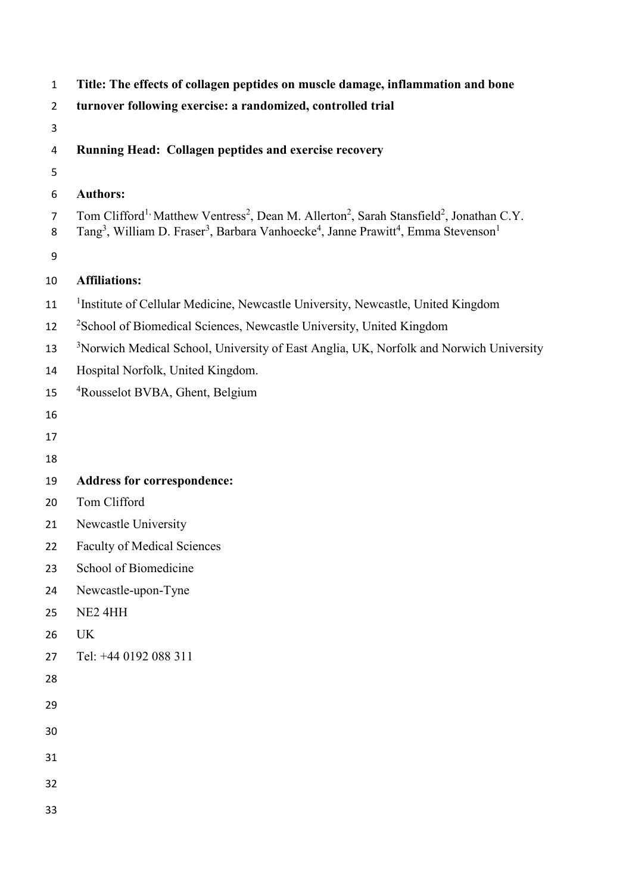# Title: The effects of collagen peptides on muscle damage, inflammation and bone turnover following exercise: a randomized, controlled trial

**Running Head: Collagen peptides and exercise recovery**

**Authors:**

Tom Clifford[1,] Matthew Ventress[2], Dean M. Allerton[2], Sarah Stansfield[2], Jonathan C.Y. Tang[3], William D. Fraser[3], Barbara Vanhoecke[4], Janne Prawitt[4], Emma Stevenson[1]

**Affiliations:**

[1]Institute of Cellular Medicine, Newcastle University, Newcastle, United Kingdom

[2]School of Biomedical Sciences, Newcastle University, United Kingdom

[3]Norwich Medical School, University of East Anglia, UK, Norfolk and Norwich University Hospital Norfolk, United Kingdom.

[4]Rousselot BVBA, Ghent, Belgium

**Address for correspondence:**

Tom Clifford

Newcastle University

Faculty of Medical Sciences

School of Biomedicine

Newcastle-upon-Tyne

NE2 4HH

UK

Tel: +44 0192 088 311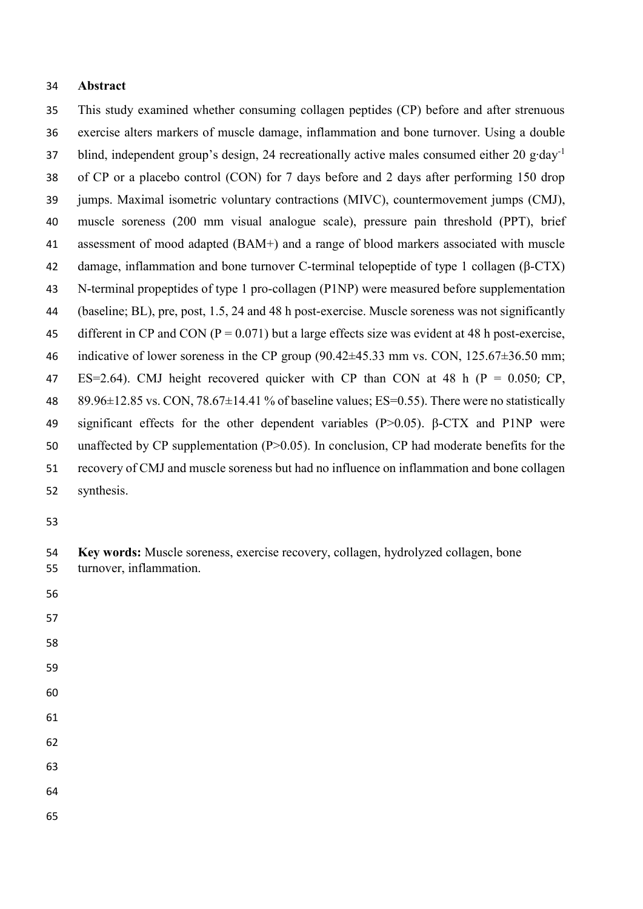## Abstract

This study examined whether consuming collagen peptides (CP) before and after strenuous exercise alters markers of muscle damage, inflammation and bone turnover. Using a double blind, independent group's design, 24 recreationally active males consumed either 20 g·day$^{-1}$ of CP or a placebo control (CON) for 7 days before and 2 days after performing 150 drop jumps. Maximal isometric voluntary contractions (MIVC), countermovement jumps (CMJ), muscle soreness (200 mm visual analogue scale), pressure pain threshold (PPT), brief assessment of mood adapted (BAM+) and a range of blood markers associated with muscle damage, inflammation and bone turnover C-terminal telopeptide of type 1 collagen (β-CTX) N-terminal propeptides of type 1 pro-collagen (P1NP) were measured before supplementation (baseline; BL), pre, post, 1.5, 24 and 48 h post-exercise. Muscle soreness was not significantly different in CP and CON ($P = 0.071$) but a large effects size was evident at 48 h post-exercise, indicative of lower soreness in the CP group (90.42±45.33 mm vs. CON, 125.67±36.50 mm; ES=2.64). CMJ height recovered quicker with CP than CON at 48 h ($P = 0.050$; CP, 89.96±12.85 vs. CON, 78.67±14.41 % of baseline values; ES=0.55). There were no statistically significant effects for the other dependent variables ($P>0.05$). β-CTX and P1NP were unaffected by CP supplementation ($P>0.05$). In conclusion, CP had moderate benefits for the recovery of CMJ and muscle soreness but had no influence on inflammation and bone collagen synthesis.

**Key words:** Muscle soreness, exercise recovery, collagen, hydrolyzed collagen, bone turnover, inflammation.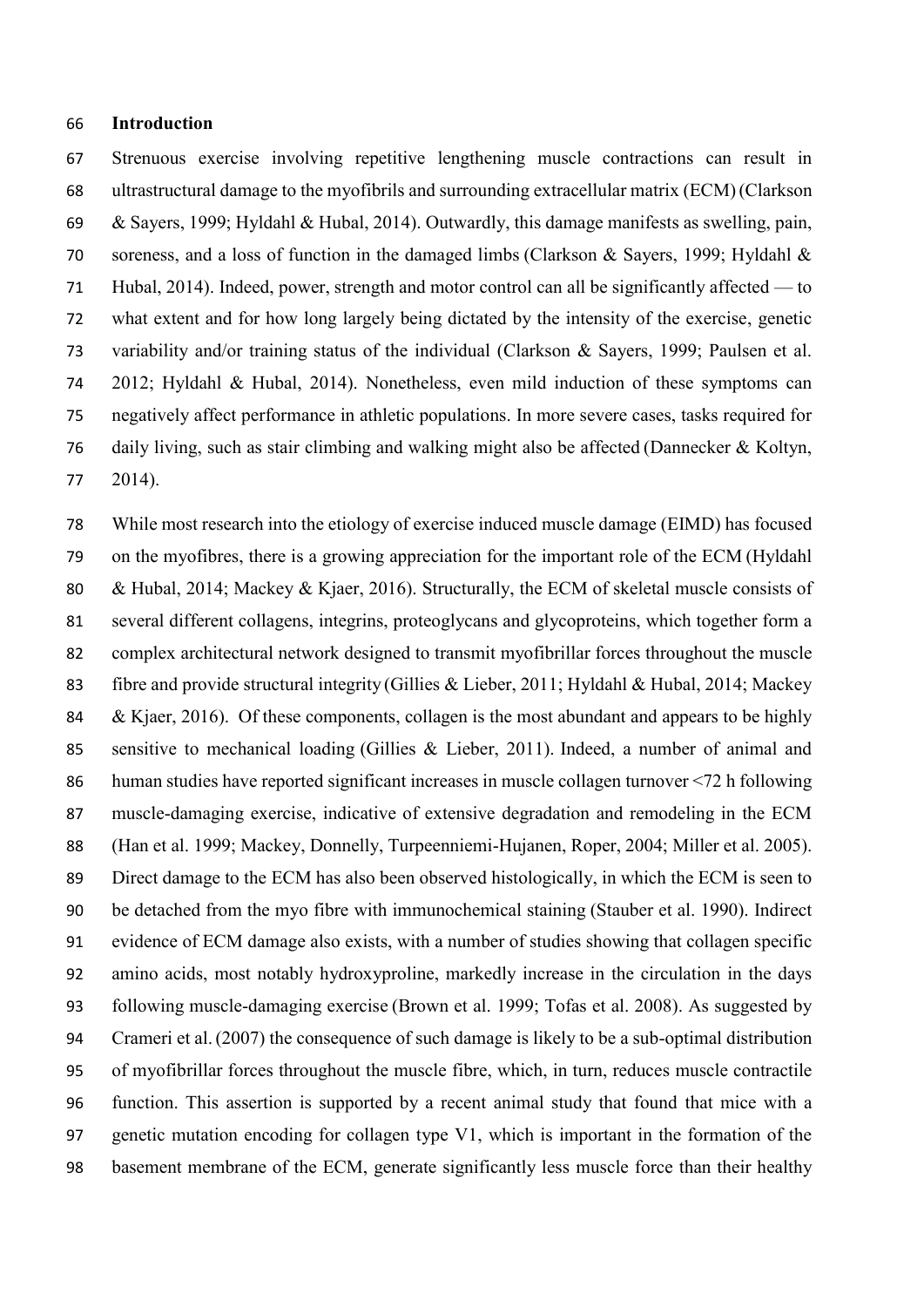## Introduction

Strenuous exercise involving repetitive lengthening muscle contractions can result in ultrastructural damage to the myofibrils and surrounding extracellular matrix (ECM) (Clarkson & Sayers, 1999; Hyldahl & Hubal, 2014). Outwardly, this damage manifests as swelling, pain, soreness, and a loss of function in the damaged limbs (Clarkson & Sayers, 1999; Hyldahl & Hubal, 2014). Indeed, power, strength and motor control can all be significantly affected — to what extent and for how long largely being dictated by the intensity of the exercise, genetic variability and/or training status of the individual (Clarkson & Sayers, 1999; Paulsen et al. 2012; Hyldahl & Hubal, 2014). Nonetheless, even mild induction of these symptoms can negatively affect performance in athletic populations. In more severe cases, tasks required for daily living, such as stair climbing and walking might also be affected (Dannecker & Koltyn, 2014).

While most research into the etiology of exercise induced muscle damage (EIMD) has focused on the myofibres, there is a growing appreciation for the important role of the ECM (Hyldahl & Hubal, 2014; Mackey & Kjaer, 2016). Structurally, the ECM of skeletal muscle consists of several different collagens, integrins, proteoglycans and glycoproteins, which together form a complex architectural network designed to transmit myofibrillar forces throughout the muscle fibre and provide structural integrity (Gillies & Lieber, 2011; Hyldahl & Hubal, 2014; Mackey & Kjaer, 2016). Of these components, collagen is the most abundant and appears to be highly sensitive to mechanical loading (Gillies & Lieber, 2011). Indeed, a number of animal and human studies have reported significant increases in muscle collagen turnover <72 h following muscle-damaging exercise, indicative of extensive degradation and remodeling in the ECM (Han et al. 1999; Mackey, Donnelly, Turpeenniemi-Hujanen, Roper, 2004; Miller et al. 2005). Direct damage to the ECM has also been observed histologically, in which the ECM is seen to be detached from the myo fibre with immunochemical staining (Stauber et al. 1990). Indirect evidence of ECM damage also exists, with a number of studies showing that collagen specific amino acids, most notably hydroxyproline, markedly increase in the circulation in the days following muscle-damaging exercise (Brown et al. 1999; Tofas et al. 2008). As suggested by Crameri et al. (2007) the consequence of such damage is likely to be a sub-optimal distribution of myofibrillar forces throughout the muscle fibre, which, in turn, reduces muscle contractile function. This assertion is supported by a recent animal study that found that mice with a genetic mutation encoding for collagen type V1, which is important in the formation of the basement membrane of the ECM, generate significantly less muscle force than their healthy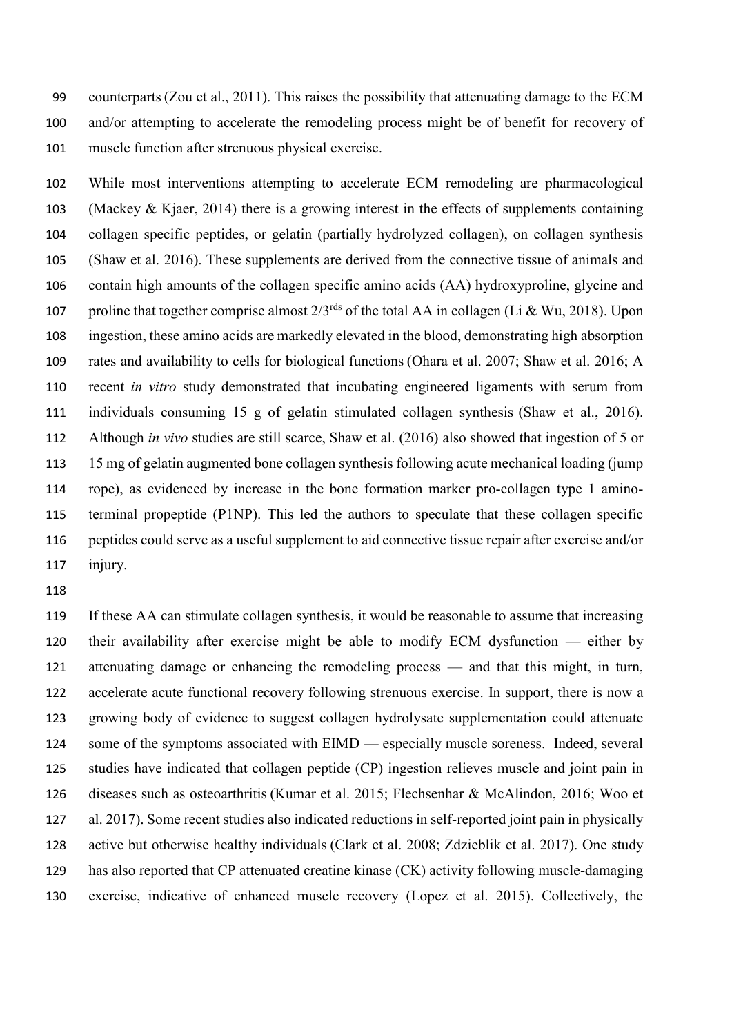counterparts (Zou et al., 2011). This raises the possibility that attenuating damage to the ECM and/or attempting to accelerate the remodeling process might be of benefit for recovery of muscle function after strenuous physical exercise.

While most interventions attempting to accelerate ECM remodeling are pharmacological (Mackey & Kjaer, 2014) there is a growing interest in the effects of supplements containing collagen specific peptides, or gelatin (partially hydrolyzed collagen), on collagen synthesis (Shaw et al. 2016). These supplements are derived from the connective tissue of animals and contain high amounts of the collagen specific amino acids (AA) hydroxyproline, glycine and proline that together comprise almost 2/3rds of the total AA in collagen (Li & Wu, 2018). Upon ingestion, these amino acids are markedly elevated in the blood, demonstrating high absorption rates and availability to cells for biological functions (Ohara et al. 2007; Shaw et al. 2016; A recent *in vitro* study demonstrated that incubating engineered ligaments with serum from individuals consuming 15 g of gelatin stimulated collagen synthesis (Shaw et al., 2016). Although *in vivo* studies are still scarce, Shaw et al. (2016) also showed that ingestion of 5 or 15 mg of gelatin augmented bone collagen synthesis following acute mechanical loading (jump rope), as evidenced by increase in the bone formation marker pro-collagen type 1 amino-terminal propeptide (P1NP). This led the authors to speculate that these collagen specific peptides could serve as a useful supplement to aid connective tissue repair after exercise and/or injury.

If these AA can stimulate collagen synthesis, it would be reasonable to assume that increasing their availability after exercise might be able to modify ECM dysfunction — either by attenuating damage or enhancing the remodeling process — and that this might, in turn, accelerate acute functional recovery following strenuous exercise. In support, there is now a growing body of evidence to suggest collagen hydrolysate supplementation could attenuate some of the symptoms associated with EIMD — especially muscle soreness. Indeed, several studies have indicated that collagen peptide (CP) ingestion relieves muscle and joint pain in diseases such as osteoarthritis (Kumar et al. 2015; Flechsenhar & McAlindon, 2016; Woo et al. 2017). Some recent studies also indicated reductions in self-reported joint pain in physically active but otherwise healthy individuals (Clark et al. 2008; Zdzieblik et al. 2017). One study has also reported that CP attenuated creatine kinase (CK) activity following muscle-damaging exercise, indicative of enhanced muscle recovery (Lopez et al. 2015). Collectively, the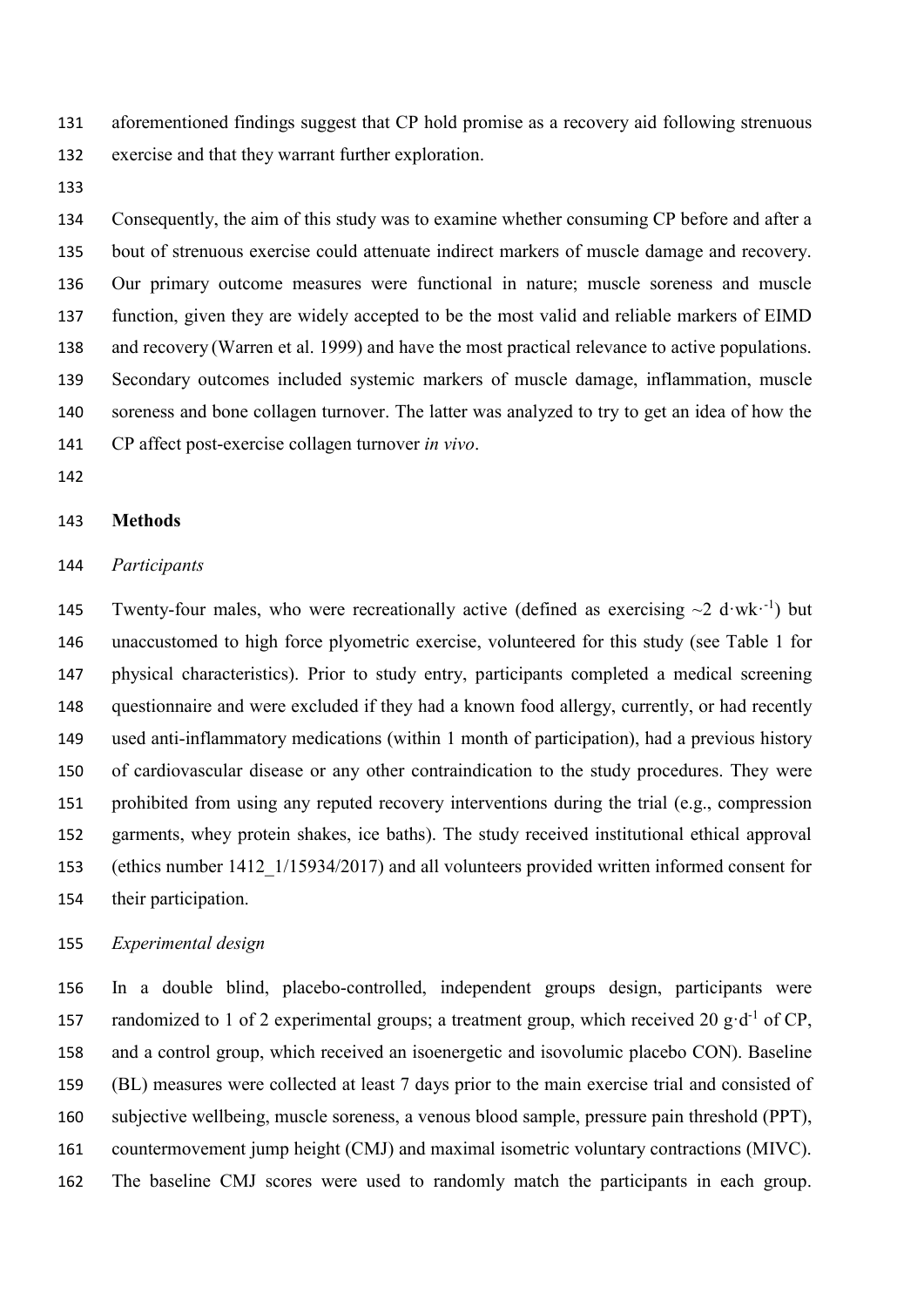aforementioned findings suggest that CP hold promise as a recovery aid following strenuous exercise and that they warrant further exploration.

Consequently, the aim of this study was to examine whether consuming CP before and after a bout of strenuous exercise could attenuate indirect markers of muscle damage and recovery. Our primary outcome measures were functional in nature; muscle soreness and muscle function, given they are widely accepted to be the most valid and reliable markers of EIMD and recovery (Warren et al. 1999) and have the most practical relevance to active populations. Secondary outcomes included systemic markers of muscle damage, inflammation, muscle soreness and bone collagen turnover. The latter was analyzed to try to get an idea of how the CP affect post-exercise collagen turnover *in vivo*.

## Methods

### *Participants*

Twenty-four males, who were recreationally active (defined as exercising ~2 $d \cdot wk^{-1}$) but unaccustomed to high force plyometric exercise, volunteered for this study (see Table 1 for physical characteristics). Prior to study entry, participants completed a medical screening questionnaire and were excluded if they had a known food allergy, currently, or had recently used anti-inflammatory medications (within 1 month of participation), had a previous history of cardiovascular disease or any other contraindication to the study procedures. They were prohibited from using any reputed recovery interventions during the trial (e.g., compression garments, whey protein shakes, ice baths). The study received institutional ethical approval (ethics number 1412_1/15934/2017) and all volunteers provided written informed consent for their participation.

### *Experimental design*

In a double blind, placebo-controlled, independent groups design, participants were randomized to 1 of 2 experimental groups; a treatment group, which received 20 $g \cdot d^{-1}$ of CP, and a control group, which received an isoenergetic and isovolumic placebo CON). Baseline (BL) measures were collected at least 7 days prior to the main exercise trial and consisted of subjective wellbeing, muscle soreness, a venous blood sample, pressure pain threshold (PPT), countermovement jump height (CMJ) and maximal isometric voluntary contractions (MIVC). The baseline CMJ scores were used to randomly match the participants in each group.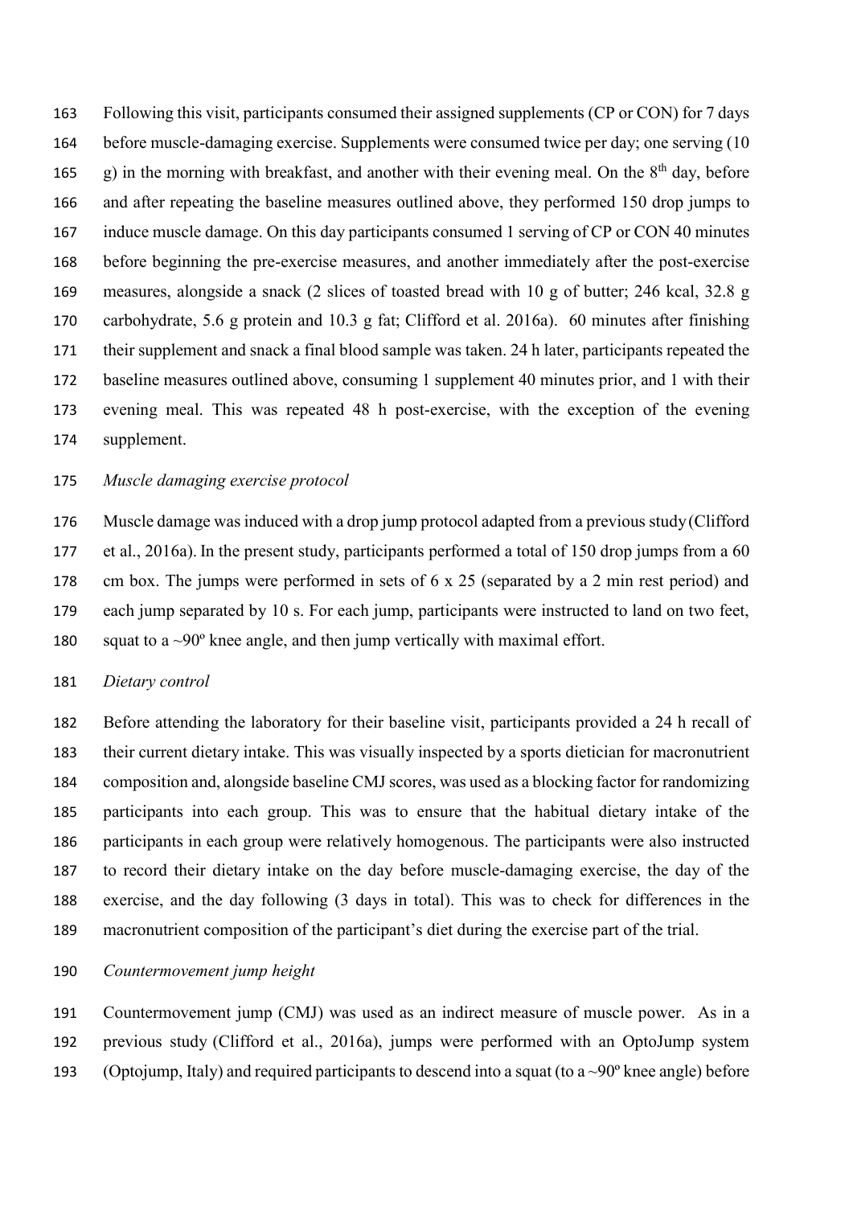Following this visit, participants consumed their assigned supplements (CP or CON) for 7 days before muscle-damaging exercise. Supplements were consumed twice per day; one serving (10 g) in the morning with breakfast, and another with their evening meal. On the 8th day, before and after repeating the baseline measures outlined above, they performed 150 drop jumps to induce muscle damage. On this day participants consumed 1 serving of CP or CON 40 minutes before beginning the pre-exercise measures, and another immediately after the post-exercise measures, alongside a snack (2 slices of toasted bread with 10 g of butter; 246 kcal, 32.8 g carbohydrate, 5.6 g protein and 10.3 g fat; Clifford et al. 2016a). 60 minutes after finishing their supplement and snack a final blood sample was taken. 24 h later, participants repeated the baseline measures outlined above, consuming 1 supplement 40 minutes prior, and 1 with their evening meal. This was repeated 48 h post-exercise, with the exception of the evening supplement.

*Muscle damaging exercise protocol*

Muscle damage was induced with a drop jump protocol adapted from a previous study (Clifford et al., 2016a). In the present study, participants performed a total of 150 drop jumps from a 60 cm box. The jumps were performed in sets of 6 x 25 (separated by a 2 min rest period) and each jump separated by 10 s. For each jump, participants were instructed to land on two feet, squat to a ~90º knee angle, and then jump vertically with maximal effort.

*Dietary control*

Before attending the laboratory for their baseline visit, participants provided a 24 h recall of their current dietary intake. This was visually inspected by a sports dietician for macronutrient composition and, alongside baseline CMJ scores, was used as a blocking factor for randomizing participants into each group. This was to ensure that the habitual dietary intake of the participants in each group were relatively homogenous. The participants were also instructed to record their dietary intake on the day before muscle-damaging exercise, the day of the exercise, and the day following (3 days in total). This was to check for differences in the macronutrient composition of the participant's diet during the exercise part of the trial.

*Countermovement jump height*

Countermovement jump (CMJ) was used as an indirect measure of muscle power. As in a previous study (Clifford et al., 2016a), jumps were performed with an OptoJump system (Optojump, Italy) and required participants to descend into a squat (to a ~90º knee angle) before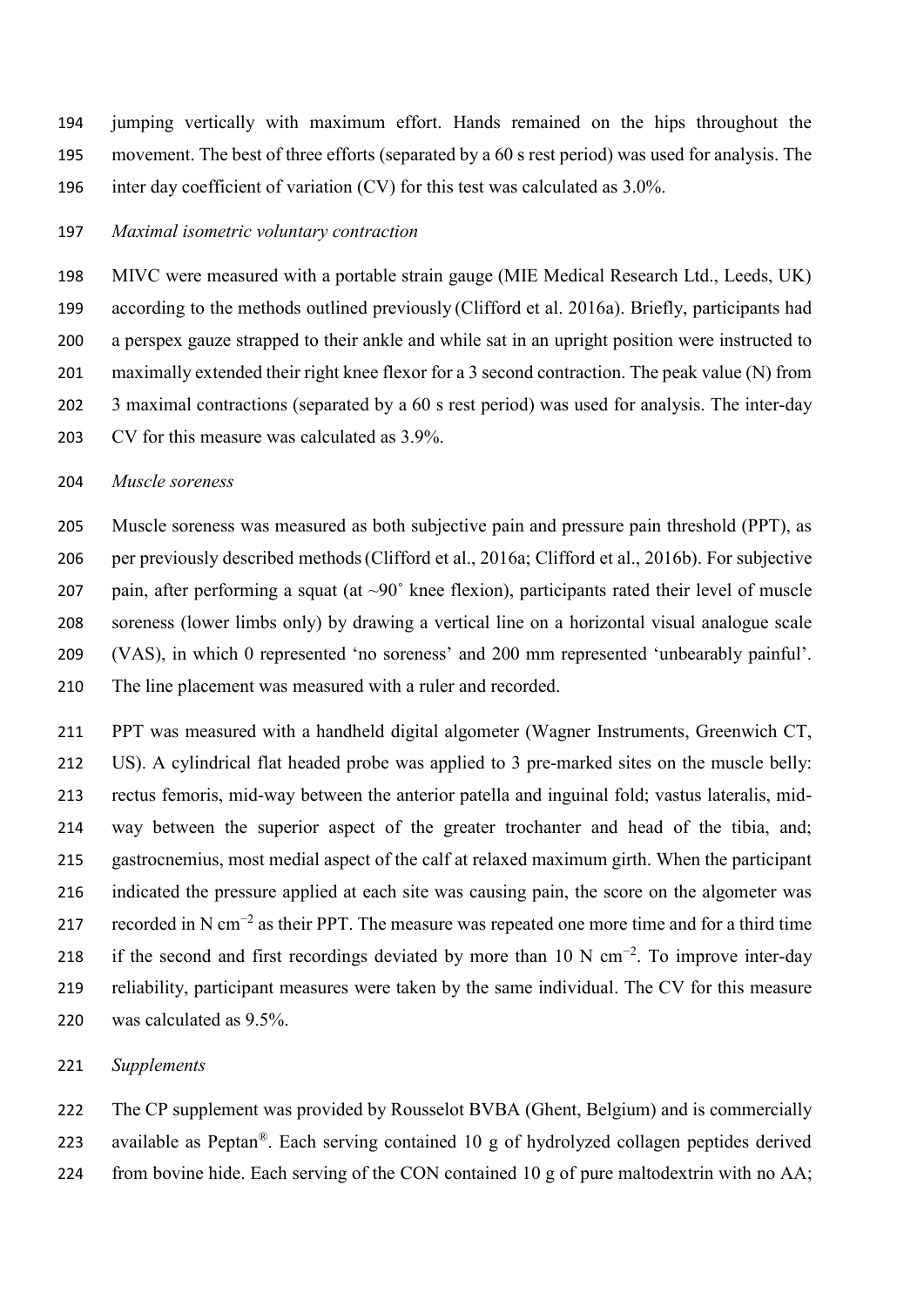jumping vertically with maximum effort. Hands remained on the hips throughout the movement. The best of three efforts (separated by a 60 s rest period) was used for analysis. The inter day coefficient of variation (CV) for this test was calculated as 3.0%.

*Maximal isometric voluntary contraction*

MIVC were measured with a portable strain gauge (MIE Medical Research Ltd., Leeds, UK) according to the methods outlined previously (Clifford et al. 2016a). Briefly, participants had a perspex gauze strapped to their ankle and while sat in an upright position were instructed to maximally extended their right knee flexor for a 3 second contraction. The peak value (N) from 3 maximal contractions (separated by a 60 s rest period) was used for analysis. The inter-day CV for this measure was calculated as 3.9%.

*Muscle soreness*

Muscle soreness was measured as both subjective pain and pressure pain threshold (PPT), as per previously described methods (Clifford et al., 2016a; Clifford et al., 2016b). For subjective pain, after performing a squat (at ~90˚ knee flexion), participants rated their level of muscle soreness (lower limbs only) by drawing a vertical line on a horizontal visual analogue scale (VAS), in which 0 represented 'no soreness' and 200 mm represented 'unbearably painful'. The line placement was measured with a ruler and recorded.

PPT was measured with a handheld digital algometer (Wagner Instruments, Greenwich CT, US). A cylindrical flat headed probe was applied to 3 pre-marked sites on the muscle belly: rectus femoris, mid-way between the anterior patella and inguinal fold; vastus lateralis, mid-way between the superior aspect of the greater trochanter and head of the tibia, and; gastrocnemius, most medial aspect of the calf at relaxed maximum girth. When the participant indicated the pressure applied at each site was causing pain, the score on the algometer was recorded in N $cm^{-2}$ as their PPT. The measure was repeated one more time and for a third time if the second and first recordings deviated by more than 10 N $cm^{-2}$. To improve inter-day reliability, participant measures were taken by the same individual. The CV for this measure was calculated as 9.5%.

*Supplements*

The CP supplement was provided by Rousselot BVBA (Ghent, Belgium) and is commercially available as Peptan®. Each serving contained 10 g of hydrolyzed collagen peptides derived from bovine hide. Each serving of the CON contained 10 g of pure maltodextrin with no AA;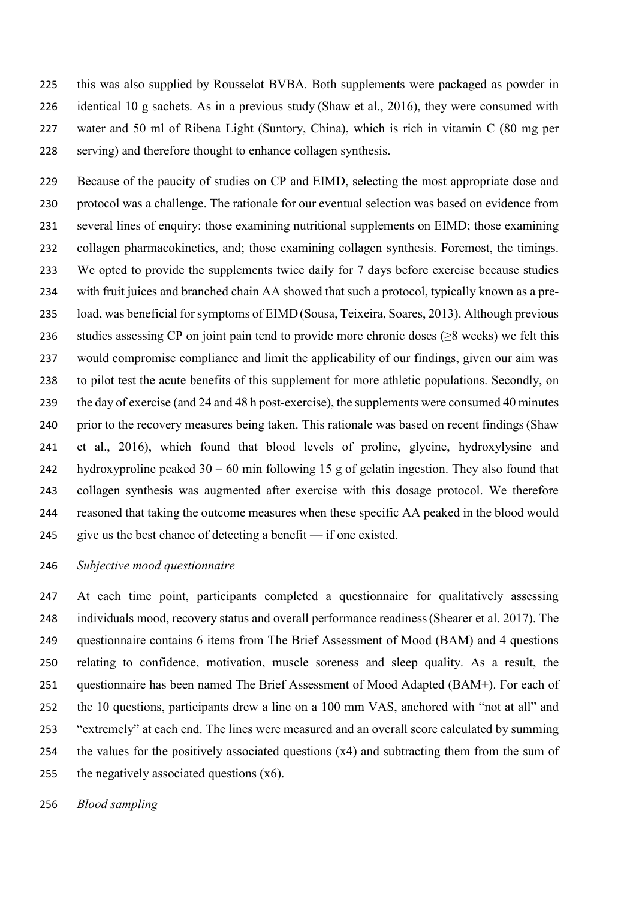this was also supplied by Rousselot BVBA. Both supplements were packaged as powder in identical 10 g sachets. As in a previous study (Shaw et al., 2016), they were consumed with water and 50 ml of Ribena Light (Suntory, China), which is rich in vitamin C (80 mg per serving) and therefore thought to enhance collagen synthesis.

Because of the paucity of studies on CP and EIMD, selecting the most appropriate dose and protocol was a challenge. The rationale for our eventual selection was based on evidence from several lines of enquiry: those examining nutritional supplements on EIMD; those examining collagen pharmacokinetics, and; those examining collagen synthesis. Foremost, the timings. We opted to provide the supplements twice daily for 7 days before exercise because studies with fruit juices and branched chain AA showed that such a protocol, typically known as a pre-load, was beneficial for symptoms of EIMD (Sousa, Teixeira, Soares, 2013). Although previous studies assessing CP on joint pain tend to provide more chronic doses (≥8 weeks) we felt this would compromise compliance and limit the applicability of our findings, given our aim was to pilot test the acute benefits of this supplement for more athletic populations. Secondly, on the day of exercise (and 24 and 48 h post-exercise), the supplements were consumed 40 minutes prior to the recovery measures being taken. This rationale was based on recent findings (Shaw et al., 2016), which found that blood levels of proline, glycine, hydroxylysine and hydroxyproline peaked 30 – 60 min following 15 g of gelatin ingestion. They also found that collagen synthesis was augmented after exercise with this dosage protocol. We therefore reasoned that taking the outcome measures when these specific AA peaked in the blood would give us the best chance of detecting a benefit — if one existed.

*Subjective mood questionnaire*

At each time point, participants completed a questionnaire for qualitatively assessing individuals mood, recovery status and overall performance readiness (Shearer et al. 2017). The questionnaire contains 6 items from The Brief Assessment of Mood (BAM) and 4 questions relating to confidence, motivation, muscle soreness and sleep quality. As a result, the questionnaire has been named The Brief Assessment of Mood Adapted (BAM+). For each of the 10 questions, participants drew a line on a 100 mm VAS, anchored with "not at all" and "extremely" at each end. The lines were measured and an overall score calculated by summing the values for the positively associated questions (x4) and subtracting them from the sum of the negatively associated questions (x6).

*Blood sampling*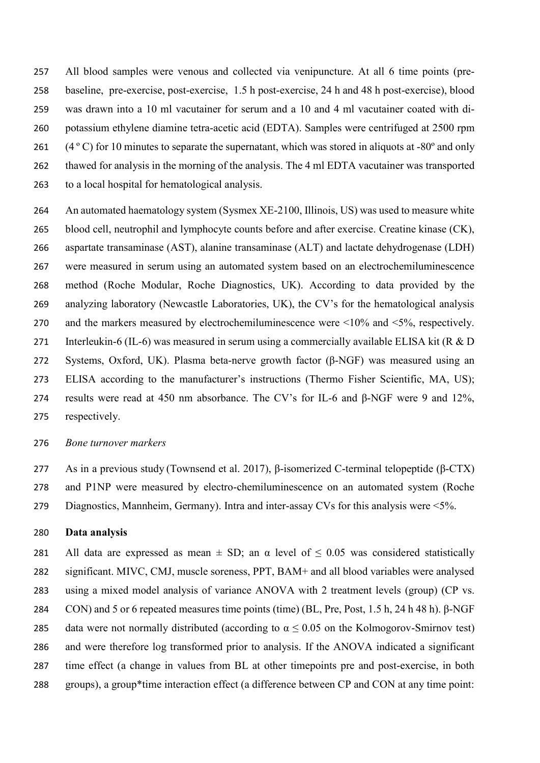All blood samples were venous and collected via venipuncture. At all 6 time points (pre-baseline, pre-exercise, post-exercise, 1.5 h post-exercise, 24 h and 48 h post-exercise), blood was drawn into a 10 ml vacutainer for serum and a 10 and 4 ml vacutainer coated with di-potassium ethylene diamine tetra-acetic acid (EDTA). Samples were centrifuged at 2500 rpm (4 º C) for 10 minutes to separate the supernatant, which was stored in aliquots at -80º and only thawed for analysis in the morning of the analysis. The 4 ml EDTA vacutainer was transported to a local hospital for hematological analysis.

An automated haematology system (Sysmex XE-2100, Illinois, US) was used to measure white blood cell, neutrophil and lymphocyte counts before and after exercise. Creatine kinase (CK), aspartate transaminase (AST), alanine transaminase (ALT) and lactate dehydrogenase (LDH) were measured in serum using an automated system based on an electrochemiluminescence method (Roche Modular, Roche Diagnostics, UK). According to data provided by the analyzing laboratory (Newcastle Laboratories, UK), the CV's for the hematological analysis and the markers measured by electrochemiluminescence were <10% and <5%, respectively. Interleukin-6 (IL-6) was measured in serum using a commercially available ELISA kit (R & D Systems, Oxford, UK). Plasma beta-nerve growth factor (β-NGF) was measured using an ELISA according to the manufacturer's instructions (Thermo Fisher Scientific, MA, US); results were read at 450 nm absorbance. The CV's for IL-6 and β-NGF were 9 and 12%, respectively.

*Bone turnover markers*

As in a previous study (Townsend et al. 2017), β-isomerized C-terminal telopeptide (β-CTX) and P1NP were measured by electro-chemiluminescence on an automated system (Roche Diagnostics, Mannheim, Germany). Intra and inter-assay CVs for this analysis were <5%.

**Data analysis**

All data are expressed as mean ± SD; an α level of $\leq 0.05$ was considered statistically significant. MIVC, CMJ, muscle soreness, PPT, BAM+ and all blood variables were analysed using a mixed model analysis of variance ANOVA with 2 treatment levels (group) (CP vs. CON) and 5 or 6 repeated measures time points (time) (BL, Pre, Post, 1.5 h, 24 h 48 h). β-NGF data were not normally distributed (according to $\alpha \leq 0.05$ on the Kolmogorov-Smirnov test) and were therefore log transformed prior to analysis. If the ANOVA indicated a significant time effect (a change in values from BL at other timepoints pre and post-exercise, in both groups), a group*time interaction effect (a difference between CP and CON at any time point: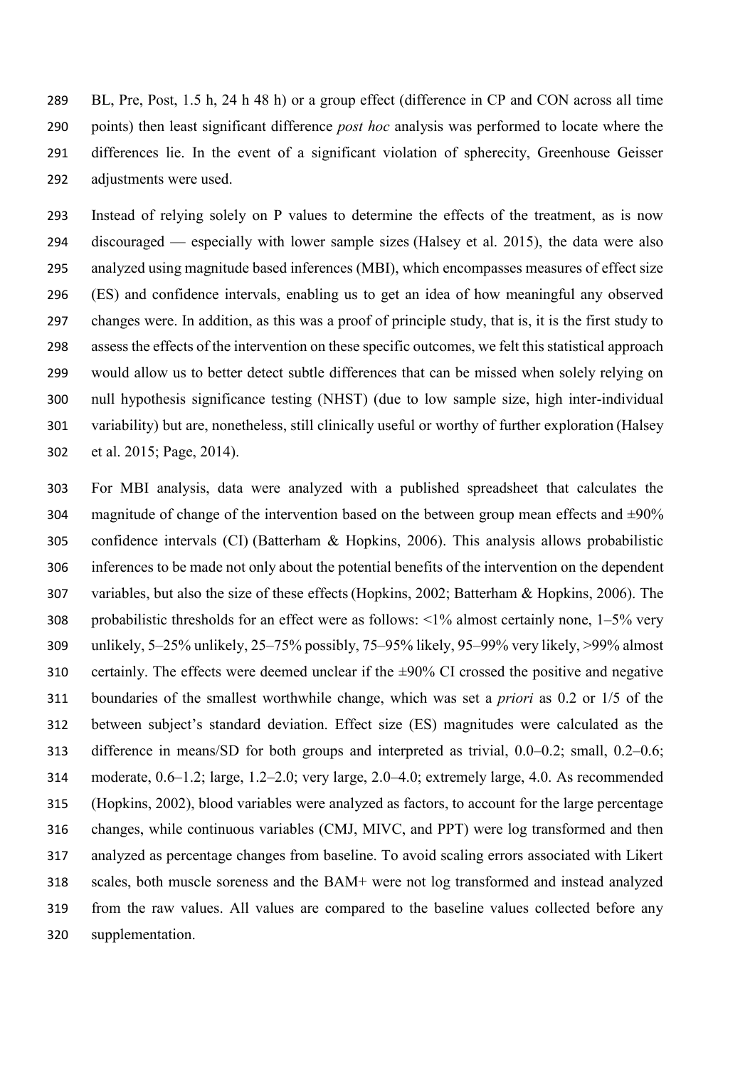BL, Pre, Post, 1.5 h, 24 h 48 h) or a group effect (difference in CP and CON across all time points) then least significant difference *post hoc* analysis was performed to locate where the differences lie. In the event of a significant violation of spherecity, Greenhouse Geisser adjustments were used.

Instead of relying solely on P values to determine the effects of the treatment, as is now discouraged — especially with lower sample sizes (Halsey et al. 2015), the data were also analyzed using magnitude based inferences (MBI), which encompasses measures of effect size (ES) and confidence intervals, enabling us to get an idea of how meaningful any observed changes were. In addition, as this was a proof of principle study, that is, it is the first study to assess the effects of the intervention on these specific outcomes, we felt this statistical approach would allow us to better detect subtle differences that can be missed when solely relying on null hypothesis significance testing (NHST) (due to low sample size, high inter-individual variability) but are, nonetheless, still clinically useful or worthy of further exploration (Halsey et al. 2015; Page, 2014).

For MBI analysis, data were analyzed with a published spreadsheet that calculates the magnitude of change of the intervention based on the between group mean effects and ±90% confidence intervals (CI) (Batterham & Hopkins, 2006). This analysis allows probabilistic inferences to be made not only about the potential benefits of the intervention on the dependent variables, but also the size of these effects (Hopkins, 2002; Batterham & Hopkins, 2006). The probabilistic thresholds for an effect were as follows: <1% almost certainly none, 1–5% very unlikely, 5–25% unlikely, 25–75% possibly, 75–95% likely, 95–99% very likely, >99% almost certainly. The effects were deemed unclear if the ±90% CI crossed the positive and negative boundaries of the smallest worthwhile change, which was set a *priori* as 0.2 or 1/5 of the between subject's standard deviation. Effect size (ES) magnitudes were calculated as the difference in means/SD for both groups and interpreted as trivial, 0.0–0.2; small, 0.2–0.6; moderate, 0.6–1.2; large, 1.2–2.0; very large, 2.0–4.0; extremely large, 4.0. As recommended (Hopkins, 2002), blood variables were analyzed as factors, to account for the large percentage changes, while continuous variables (CMJ, MIVC, and PPT) were log transformed and then analyzed as percentage changes from baseline. To avoid scaling errors associated with Likert scales, both muscle soreness and the BAM+ were not log transformed and instead analyzed from the raw values. All values are compared to the baseline values collected before any supplementation.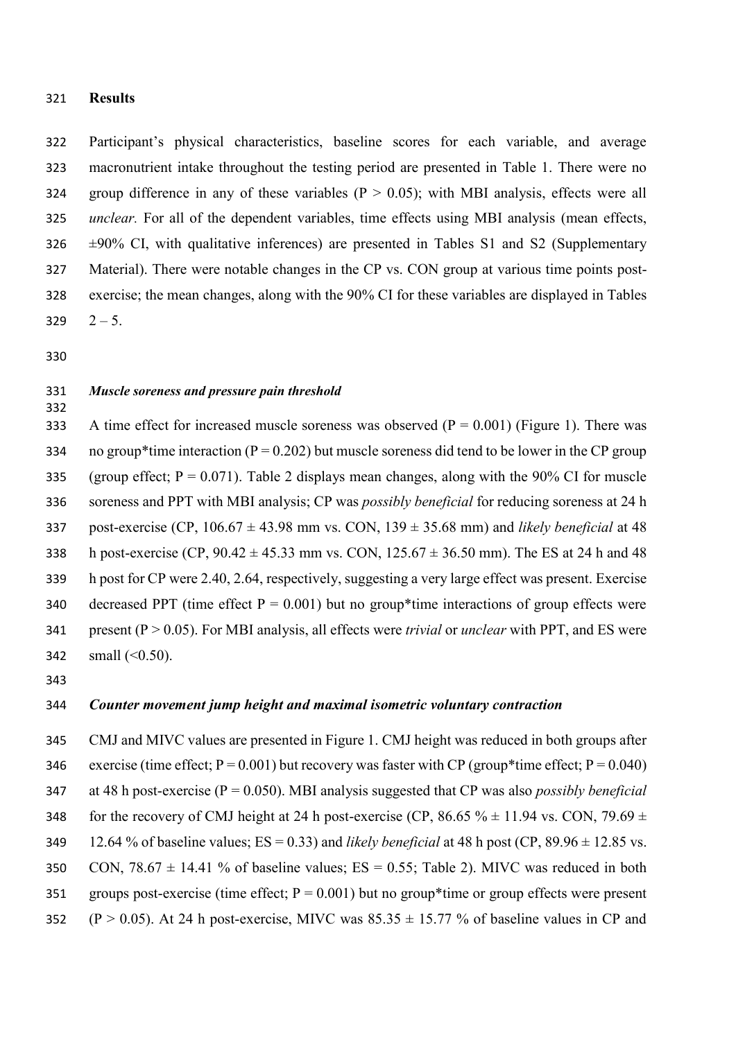## Results

Participant's physical characteristics, baseline scores for each variable, and average macronutrient intake throughout the testing period are presented in Table 1. There were no group difference in any of these variables ($P > 0.05$); with MBI analysis, effects were all *unclear.* For all of the dependent variables, time effects using MBI analysis (mean effects, ±90% CI, with qualitative inferences) are presented in Tables S1 and S2 (Supplementary Material). There were notable changes in the CP vs. CON group at various time points post-exercise; the mean changes, along with the 90% CI for these variables are displayed in Tables 2 – 5.

### *Muscle soreness and pressure pain threshold*

A time effect for increased muscle soreness was observed ($P = 0.001$) (Figure 1). There was no group*time interaction ($P = 0.202$) but muscle soreness did tend to be lower in the CP group (group effect; $P = 0.071$). Table 2 displays mean changes, along with the 90% CI for muscle soreness and PPT with MBI analysis; CP was *possibly beneficial* for reducing soreness at 24 h post-exercise (CP, 106.67 ± 43.98 mm vs. CON, 139 ± 35.68 mm) and *likely beneficial* at 48 h post-exercise (CP, 90.42 ± 45.33 mm vs. CON, 125.67 ± 36.50 mm). The ES at 24 h and 48 h post for CP were 2.40, 2.64, respectively, suggesting a very large effect was present. Exercise decreased PPT (time effect $P = 0.001$) but no group*time interactions of group effects were present ($P > 0.05$). For MBI analysis, all effects were *trivial* or *unclear* with PPT, and ES were small (<0.50).

### *Counter movement jump height and maximal isometric voluntary contraction*

CMJ and MIVC values are presented in Figure 1. CMJ height was reduced in both groups after exercise (time effect; $P = 0.001$) but recovery was faster with CP (group*time effect; $P = 0.040$) at 48 h post-exercise ($P = 0.050$). MBI analysis suggested that CP was also *possibly beneficial* for the recovery of CMJ height at 24 h post-exercise (CP, 86.65 % ± 11.94 vs. CON, 79.69 ± 12.64 % of baseline values; ES = 0.33) and *likely beneficial* at 48 h post (CP, 89.96 ± 12.85 vs. CON, 78.67 ± 14.41 % of baseline values; ES = 0.55; Table 2). MIVC was reduced in both groups post-exercise (time effect; $P = 0.001$) but no group*time or group effects were present ($P > 0.05$). At 24 h post-exercise, MIVC was 85.35 ± 15.77 % of baseline values in CP and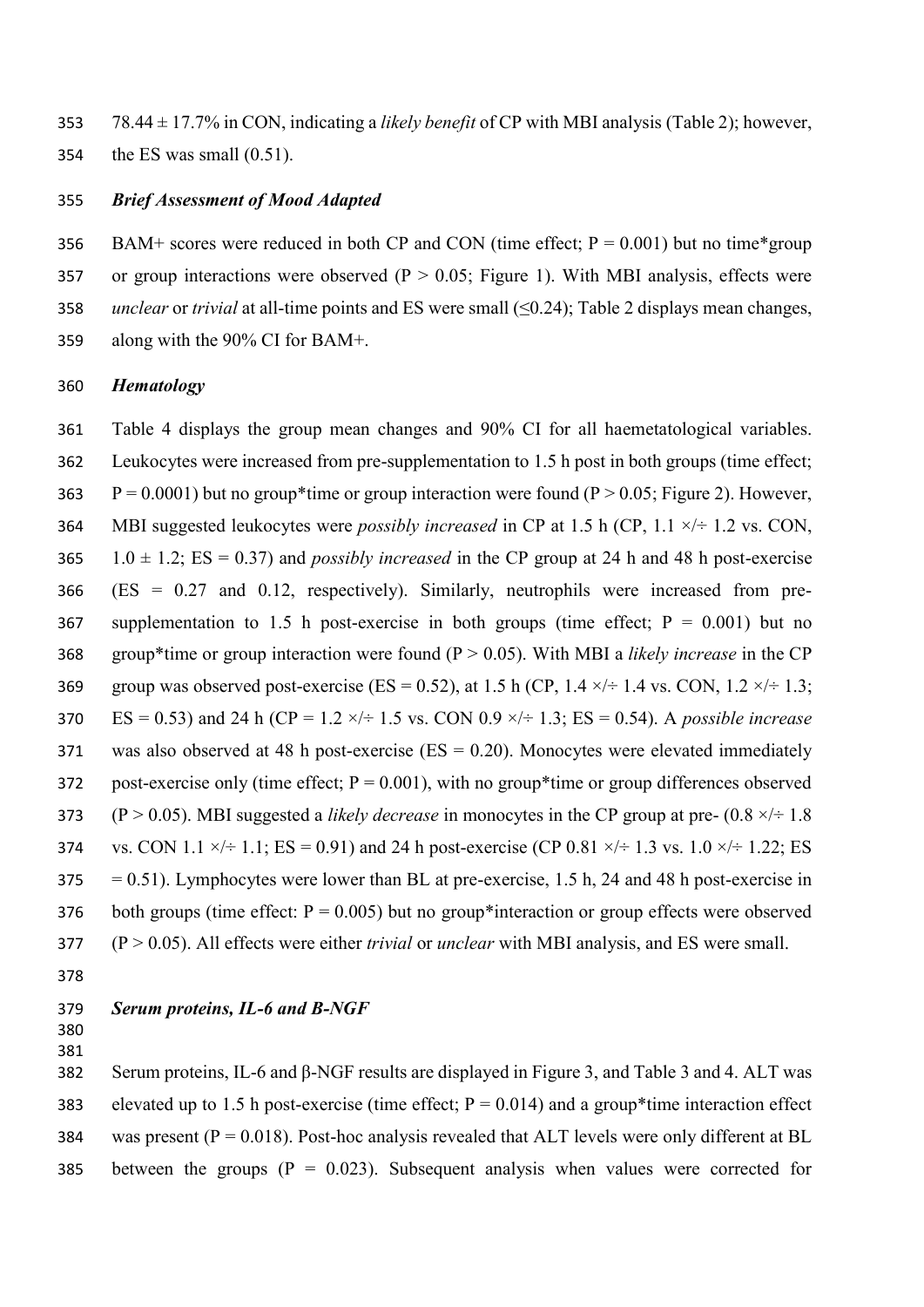78.44 ± 17.7% in CON, indicating a *likely benefit* of CP with MBI analysis (Table 2); however, the ES was small (0.51).

### *Brief Assessment of Mood Adapted*

BAM+ scores were reduced in both CP and CON (time effect; $P = 0.001$) but no time*group or group interactions were observed ($P > 0.05$; Figure 1). With MBI analysis, effects were *unclear* or *trivial* at all-time points and ES were small (≤0.24); Table 2 displays mean changes, along with the 90% CI for BAM+.

### *Hematology*

Table 4 displays the group mean changes and 90% CI for all haemetatological variables. Leukocytes were increased from pre-supplementation to 1.5 h post in both groups (time effect; $P = 0.0001$) but no group*time or group interaction were found ($P > 0.05$; Figure 2). However, MBI suggested leukocytes were *possibly increased* in CP at 1.5 h (CP, 1.1 ×/÷ 1.2 vs. CON, 1.0 ± 1.2; ES = 0.37) and *possibly increased* in the CP group at 24 h and 48 h post-exercise (ES = 0.27 and 0.12, respectively). Similarly, neutrophils were increased from pre-supplementation to 1.5 h post-exercise in both groups (time effect; $P = 0.001$) but no group*time or group interaction were found ($P > 0.05$). With MBI a *likely increase* in the CP group was observed post-exercise (ES = 0.52), at 1.5 h (CP, 1.4 ×/÷ 1.4 vs. CON, 1.2 ×/÷ 1.3; ES = 0.53) and 24 h (CP = 1.2 ×/÷ 1.5 vs. CON 0.9 ×/÷ 1.3; ES = 0.54). A *possible increase* was also observed at 48 h post-exercise (ES = 0.20). Monocytes were elevated immediately post-exercise only (time effect; $P = 0.001$), with no group*time or group differences observed ($P > 0.05$). MBI suggested a *likely decrease* in monocytes in the CP group at pre- (0.8 ×/÷ 1.8 vs. CON 1.1 ×/÷ 1.1; ES = 0.91) and 24 h post-exercise (CP 0.81 ×/÷ 1.3 vs. 1.0 ×/÷ 1.22; ES = 0.51). Lymphocytes were lower than BL at pre-exercise, 1.5 h, 24 and 48 h post-exercise in both groups (time effect: $P = 0.005$) but no group*interaction or group effects were observed ($P > 0.05$). All effects were either *trivial* or *unclear* with MBI analysis, and ES were small.

### *Serum proteins, IL-6 and B-NGF*

Serum proteins, IL-6 and β-NGF results are displayed in Figure 3, and Table 3 and 4. ALT was elevated up to 1.5 h post-exercise (time effect; $P = 0.014$) and a group*time interaction effect was present ($P = 0.018$). Post-hoc analysis revealed that ALT levels were only different at BL between the groups ($P = 0.023$). Subsequent analysis when values were corrected for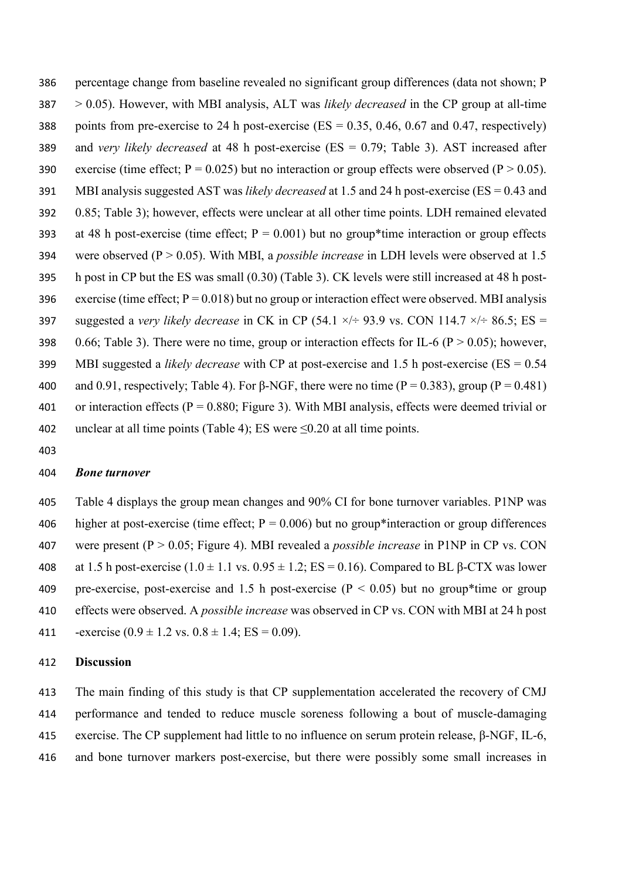percentage change from baseline revealed no significant group differences (data not shown; $P > 0.05$). However, with MBI analysis, ALT was *likely decreased* in the CP group at all-time points from pre-exercise to 24 h post-exercise (ES = 0.35, 0.46, 0.67 and 0.47, respectively) and *very likely decreased* at 48 h post-exercise (ES = 0.79; Table 3). AST increased after exercise (time effect; $P = 0.025$) but no interaction or group effects were observed ($P > 0.05$). MBI analysis suggested AST was *likely decreased* at 1.5 and 24 h post-exercise (ES = 0.43 and 0.85; Table 3); however, effects were unclear at all other time points. LDH remained elevated at 48 h post-exercise (time effect; $P = 0.001$) but no group*time interaction or group effects were observed ($P > 0.05$). With MBI, a *possible increase* in LDH levels were observed at 1.5 h post in CP but the ES was small (0.30) (Table 3). CK levels were still increased at 48 h post-exercise (time effect; $P = 0.018$) but no group or interaction effect were observed. MBI analysis suggested a *very likely decrease* in CK in CP (54.1 ×/÷ 93.9 vs. CON 114.7 ×/÷ 86.5; ES = 0.66; Table 3). There were no time, group or interaction effects for IL-6 ($P > 0.05$); however, MBI suggested a *likely decrease* with CP at post-exercise and 1.5 h post-exercise (ES = 0.54 and 0.91, respectively; Table 4). For β-NGF, there were no time ($P = 0.383$), group ($P = 0.481$) or interaction effects ($P = 0.880$; Figure 3). With MBI analysis, effects were deemed trivial or unclear at all time points (Table 4); ES were ≤0.20 at all time points.

### *Bone turnover*

Table 4 displays the group mean changes and 90% CI for bone turnover variables. P1NP was higher at post-exercise (time effect; $P = 0.006$) but no group*interaction or group differences were present ($P > 0.05$; Figure 4). MBI revealed a *possible increase* in P1NP in CP vs. CON at 1.5 h post-exercise ($1.0 \pm 1.1$ vs. $0.95 \pm 1.2$; ES = 0.16). Compared to BL β-CTX was lower pre-exercise, post-exercise and 1.5 h post-exercise ($P < 0.05$) but no group*time or group effects were observed. A *possible increase* was observed in CP vs. CON with MBI at 24 h post -exercise ($0.9 \pm 1.2$ vs. $0.8 \pm 1.4$; ES = 0.09).

## Discussion

The main finding of this study is that CP supplementation accelerated the recovery of CMJ performance and tended to reduce muscle soreness following a bout of muscle-damaging exercise. The CP supplement had little to no influence on serum protein release, β-NGF, IL-6, and bone turnover markers post-exercise, but there were possibly some small increases in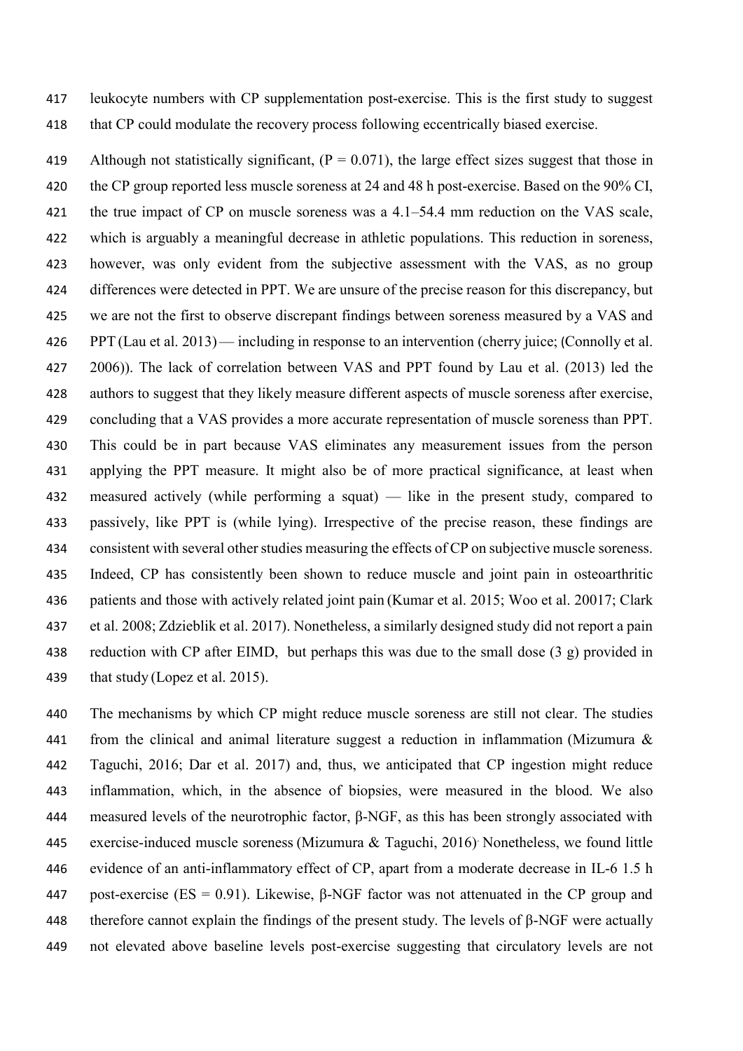leukocyte numbers with CP supplementation post-exercise. This is the first study to suggest that CP could modulate the recovery process following eccentrically biased exercise.

Although not statistically significant, ($P = 0.071$), the large effect sizes suggest that those in the CP group reported less muscle soreness at 24 and 48 h post-exercise. Based on the 90% CI, the true impact of CP on muscle soreness was a 4.1–54.4 mm reduction on the VAS scale, which is arguably a meaningful decrease in athletic populations. This reduction in soreness, however, was only evident from the subjective assessment with the VAS, as no group differences were detected in PPT. We are unsure of the precise reason for this discrepancy, but we are not the first to observe discrepant findings between soreness measured by a VAS and PPT (Lau et al. 2013) — including in response to an intervention (cherry juice; (Connolly et al. 2006)). The lack of correlation between VAS and PPT found by Lau et al. (2013) led the authors to suggest that they likely measure different aspects of muscle soreness after exercise, concluding that a VAS provides a more accurate representation of muscle soreness than PPT. This could be in part because VAS eliminates any measurement issues from the person applying the PPT measure. It might also be of more practical significance, at least when measured actively (while performing a squat) — like in the present study, compared to passively, like PPT is (while lying). Irrespective of the precise reason, these findings are consistent with several other studies measuring the effects of CP on subjective muscle soreness. Indeed, CP has consistently been shown to reduce muscle and joint pain in osteoarthritic patients and those with actively related joint pain (Kumar et al. 2015; Woo et al. 20017; Clark et al. 2008; Zdzieblik et al. 2017). Nonetheless, a similarly designed study did not report a pain reduction with CP after EIMD, but perhaps this was due to the small dose (3 g) provided in that study (Lopez et al. 2015).

The mechanisms by which CP might reduce muscle soreness are still not clear. The studies from the clinical and animal literature suggest a reduction in inflammation (Mizumura & Taguchi, 2016; Dar et al. 2017) and, thus, we anticipated that CP ingestion might reduce inflammation, which, in the absence of biopsies, were measured in the blood. We also measured levels of the neurotrophic factor, β-NGF, as this has been strongly associated with exercise-induced muscle soreness (Mizumura & Taguchi, 2016). Nonetheless, we found little evidence of an anti-inflammatory effect of CP, apart from a moderate decrease in IL-6 1.5 h post-exercise ($ES = 0.91$). Likewise, β-NGF factor was not attenuated in the CP group and therefore cannot explain the findings of the present study. The levels of β-NGF were actually not elevated above baseline levels post-exercise suggesting that circulatory levels are not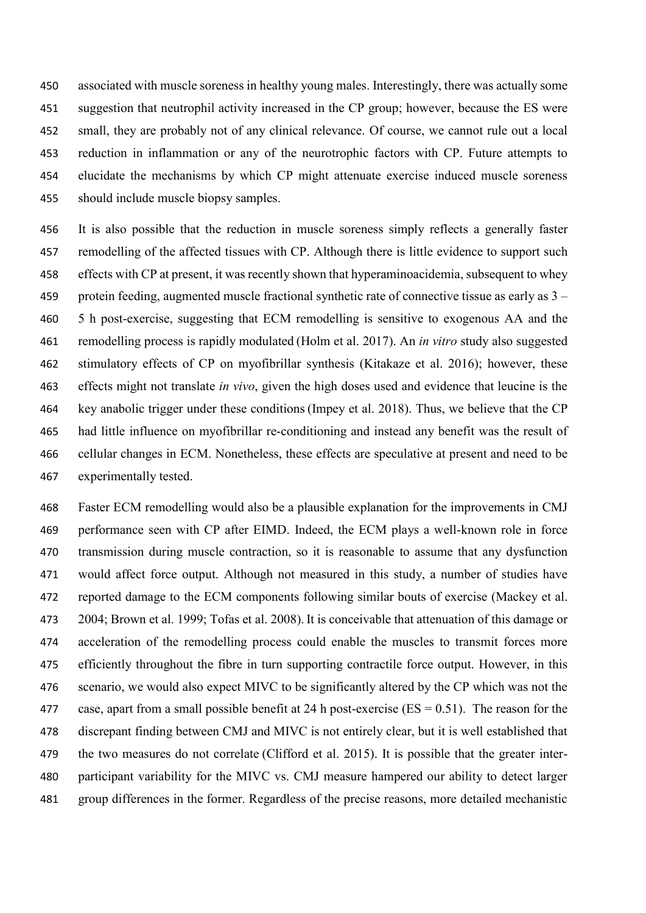associated with muscle soreness in healthy young males. Interestingly, there was actually some suggestion that neutrophil activity increased in the CP group; however, because the ES were small, they are probably not of any clinical relevance. Of course, we cannot rule out a local reduction in inflammation or any of the neurotrophic factors with CP. Future attempts to elucidate the mechanisms by which CP might attenuate exercise induced muscle soreness should include muscle biopsy samples.

It is also possible that the reduction in muscle soreness simply reflects a generally faster remodelling of the affected tissues with CP. Although there is little evidence to support such effects with CP at present, it was recently shown that hyperaminoacidemia, subsequent to whey protein feeding, augmented muscle fractional synthetic rate of connective tissue as early as 3 – 5 h post-exercise, suggesting that ECM remodelling is sensitive to exogenous AA and the remodelling process is rapidly modulated (Holm et al. 2017). An *in vitro* study also suggested stimulatory effects of CP on myofibrillar synthesis (Kitakaze et al. 2016); however, these effects might not translate *in vivo*, given the high doses used and evidence that leucine is the key anabolic trigger under these conditions (Impey et al. 2018). Thus, we believe that the CP had little influence on myofibrillar re-conditioning and instead any benefit was the result of cellular changes in ECM. Nonetheless, these effects are speculative at present and need to be experimentally tested.

Faster ECM remodelling would also be a plausible explanation for the improvements in CMJ performance seen with CP after EIMD. Indeed, the ECM plays a well-known role in force transmission during muscle contraction, so it is reasonable to assume that any dysfunction would affect force output. Although not measured in this study, a number of studies have reported damage to the ECM components following similar bouts of exercise (Mackey et al. 2004; Brown et al. 1999; Tofas et al. 2008). It is conceivable that attenuation of this damage or acceleration of the remodelling process could enable the muscles to transmit forces more efficiently throughout the fibre in turn supporting contractile force output. However, in this scenario, we would also expect MIVC to be significantly altered by the CP which was not the case, apart from a small possible benefit at 24 h post-exercise (ES = 0.51). The reason for the discrepant finding between CMJ and MIVC is not entirely clear, but it is well established that the two measures do not correlate (Clifford et al. 2015). It is possible that the greater inter-participant variability for the MIVC vs. CMJ measure hampered our ability to detect larger group differences in the former. Regardless of the precise reasons, more detailed mechanistic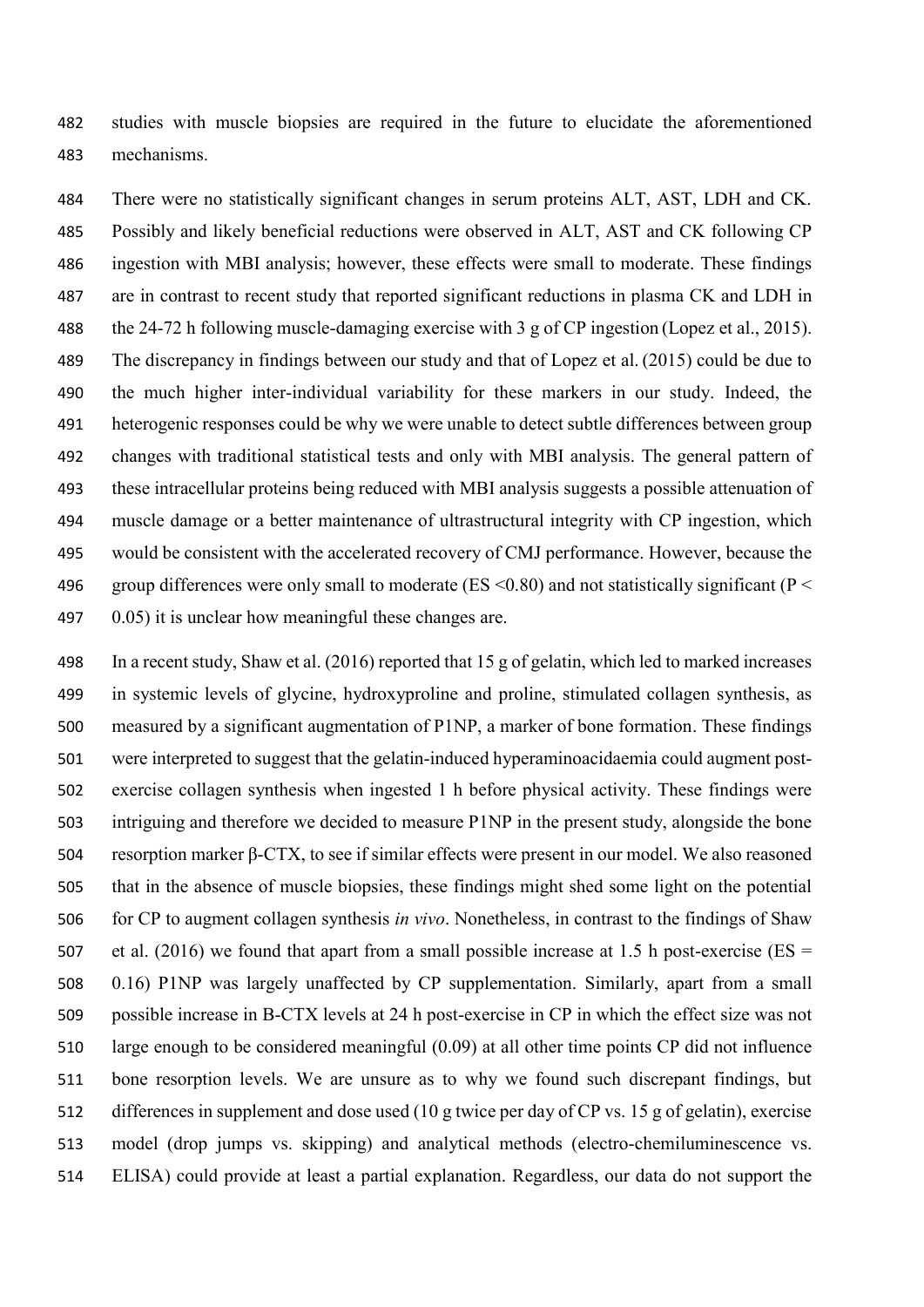studies with muscle biopsies are required in the future to elucidate the aforementioned mechanisms.

There were no statistically significant changes in serum proteins ALT, AST, LDH and CK. Possibly and likely beneficial reductions were observed in ALT, AST and CK following CP ingestion with MBI analysis; however, these effects were small to moderate. These findings are in contrast to recent study that reported significant reductions in plasma CK and LDH in the 24-72 h following muscle-damaging exercise with 3 g of CP ingestion (Lopez et al., 2015). The discrepancy in findings between our study and that of Lopez et al. (2015) could be due to the much higher inter-individual variability for these markers in our study. Indeed, the heterogenic responses could be why we were unable to detect subtle differences between group changes with traditional statistical tests and only with MBI analysis. The general pattern of these intracellular proteins being reduced with MBI analysis suggests a possible attenuation of muscle damage or a better maintenance of ultrastructural integrity with CP ingestion, which would be consistent with the accelerated recovery of CMJ performance. However, because the group differences were only small to moderate (ES <0.80) and not statistically significant ($P < 0.05$) it is unclear how meaningful these changes are.

In a recent study, Shaw et al. (2016) reported that 15 g of gelatin, which led to marked increases in systemic levels of glycine, hydroxyproline and proline, stimulated collagen synthesis, as measured by a significant augmentation of P1NP, a marker of bone formation. These findings were interpreted to suggest that the gelatin-induced hyperaminoacidaemia could augment post-exercise collagen synthesis when ingested 1 h before physical activity. These findings were intriguing and therefore we decided to measure P1NP in the present study, alongside the bone resorption marker β-CTX, to see if similar effects were present in our model. We also reasoned that in the absence of muscle biopsies, these findings might shed some light on the potential for CP to augment collagen synthesis *in vivo*. Nonetheless, in contrast to the findings of Shaw et al. (2016) we found that apart from a small possible increase at 1.5 h post-exercise (ES = 0.16) P1NP was largely unaffected by CP supplementation. Similarly, apart from a small possible increase in Β-CTX levels at 24 h post-exercise in CP in which the effect size was not large enough to be considered meaningful (0.09) at all other time points CP did not influence bone resorption levels. We are unsure as to why we found such discrepant findings, but differences in supplement and dose used (10 g twice per day of CP vs. 15 g of gelatin), exercise model (drop jumps vs. skipping) and analytical methods (electro-chemiluminescence vs. ELISA) could provide at least a partial explanation. Regardless, our data do not support the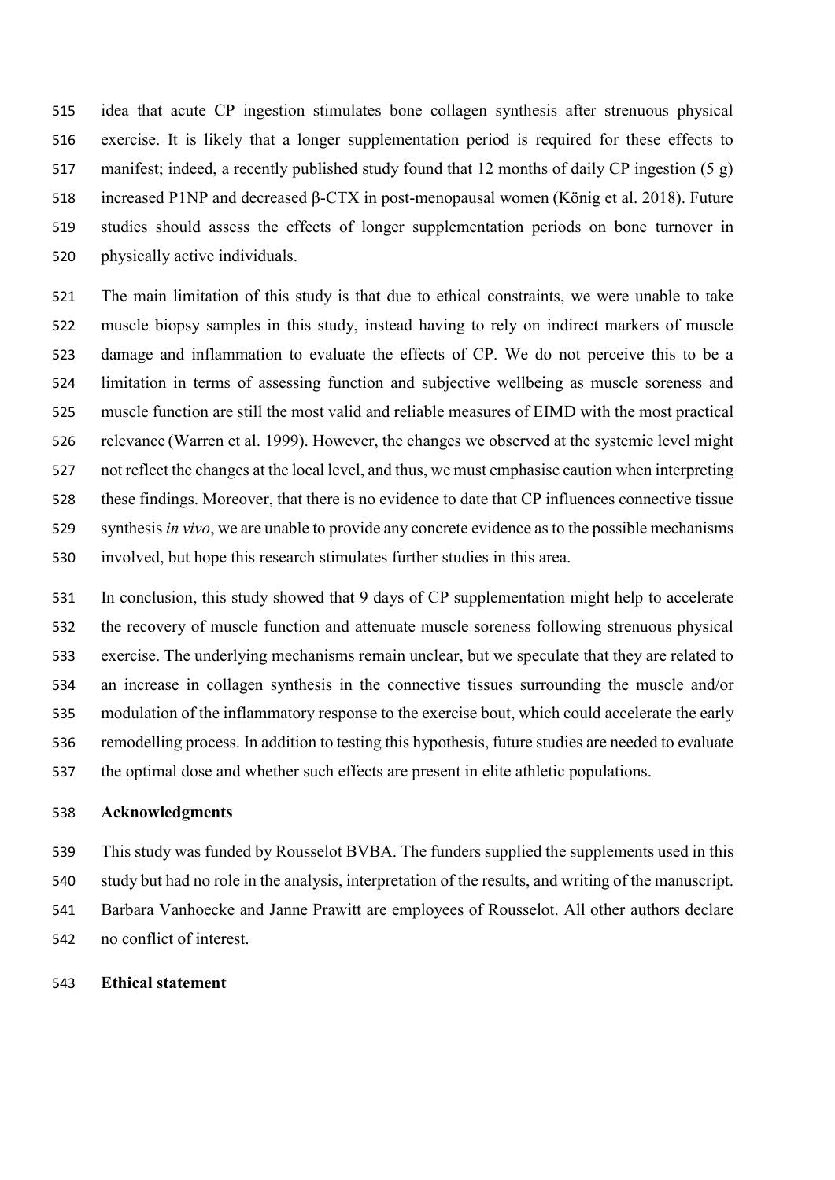idea that acute CP ingestion stimulates bone collagen synthesis after strenuous physical exercise. It is likely that a longer supplementation period is required for these effects to manifest; indeed, a recently published study found that 12 months of daily CP ingestion (5 g) increased P1NP and decreased β-CTX in post-menopausal women (König et al. 2018). Future studies should assess the effects of longer supplementation periods on bone turnover in physically active individuals.

The main limitation of this study is that due to ethical constraints, we were unable to take muscle biopsy samples in this study, instead having to rely on indirect markers of muscle damage and inflammation to evaluate the effects of CP. We do not perceive this to be a limitation in terms of assessing function and subjective wellbeing as muscle soreness and muscle function are still the most valid and reliable measures of EIMD with the most practical relevance (Warren et al. 1999). However, the changes we observed at the systemic level might not reflect the changes at the local level, and thus, we must emphasise caution when interpreting these findings. Moreover, that there is no evidence to date that CP influences connective tissue synthesis *in vivo*, we are unable to provide any concrete evidence as to the possible mechanisms involved, but hope this research stimulates further studies in this area.

In conclusion, this study showed that 9 days of CP supplementation might help to accelerate the recovery of muscle function and attenuate muscle soreness following strenuous physical exercise. The underlying mechanisms remain unclear, but we speculate that they are related to an increase in collagen synthesis in the connective tissues surrounding the muscle and/or modulation of the inflammatory response to the exercise bout, which could accelerate the early remodelling process. In addition to testing this hypothesis, future studies are needed to evaluate the optimal dose and whether such effects are present in elite athletic populations.

## Acknowledgments

This study was funded by Rousselot BVBA. The funders supplied the supplements used in this study but had no role in the analysis, interpretation of the results, and writing of the manuscript. Barbara Vanhoecke and Janne Prawitt are employees of Rousselot. All other authors declare no conflict of interest.

## Ethical statement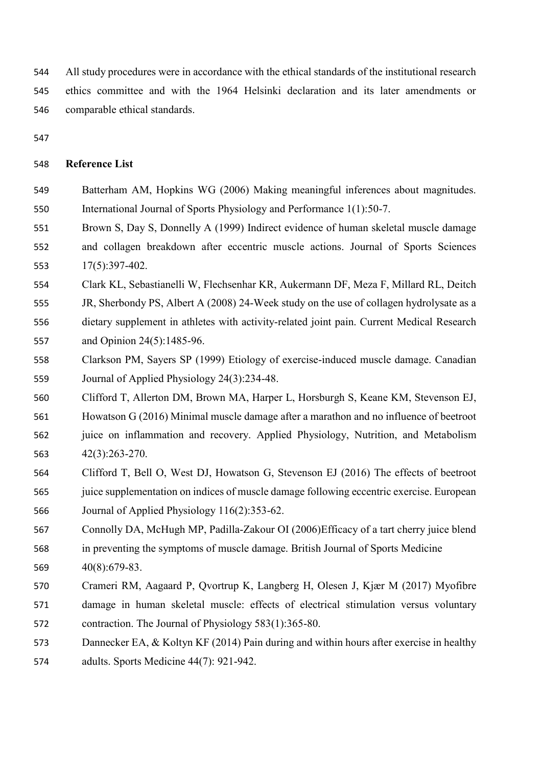All study procedures were in accordance with the ethical standards of the institutional research ethics committee and with the 1964 Helsinki declaration and its later amendments or comparable ethical standards.

## Reference List

Batterham AM, Hopkins WG (2006) Making meaningful inferences about magnitudes. International Journal of Sports Physiology and Performance 1(1):50-7.

Brown S, Day S, Donnelly A (1999) Indirect evidence of human skeletal muscle damage and collagen breakdown after eccentric muscle actions. Journal of Sports Sciences 17(5):397-402.

Clark KL, Sebastianelli W, Flechsenhar KR, Aukermann DF, Meza F, Millard RL, Deitch JR, Sherbondy PS, Albert A (2008) 24-Week study on the use of collagen hydrolysate as a dietary supplement in athletes with activity-related joint pain. Current Medical Research and Opinion 24(5):1485-96.

Clarkson PM, Sayers SP (1999) Etiology of exercise-induced muscle damage. Canadian Journal of Applied Physiology 24(3):234-48.

Clifford T, Allerton DM, Brown MA, Harper L, Horsburgh S, Keane KM, Stevenson EJ, Howatson G (2016) Minimal muscle damage after a marathon and no influence of beetroot juice on inflammation and recovery. Applied Physiology, Nutrition, and Metabolism 42(3):263-270.

Clifford T, Bell O, West DJ, Howatson G, Stevenson EJ (2016) The effects of beetroot juice supplementation on indices of muscle damage following eccentric exercise. European Journal of Applied Physiology 116(2):353-62.

Connolly DA, McHugh MP, Padilla-Zakour OI (2006)Efficacy of a tart cherry juice blend in preventing the symptoms of muscle damage. British Journal of Sports Medicine 40(8):679-83.

Crameri RM, Aagaard P, Qvortrup K, Langberg H, Olesen J, Kjær M (2017) Myofibre damage in human skeletal muscle: effects of electrical stimulation versus voluntary contraction. The Journal of Physiology 583(1):365-80.

Dannecker EA, & Koltyn KF (2014) Pain during and within hours after exercise in healthy adults. Sports Medicine 44(7): 921-942.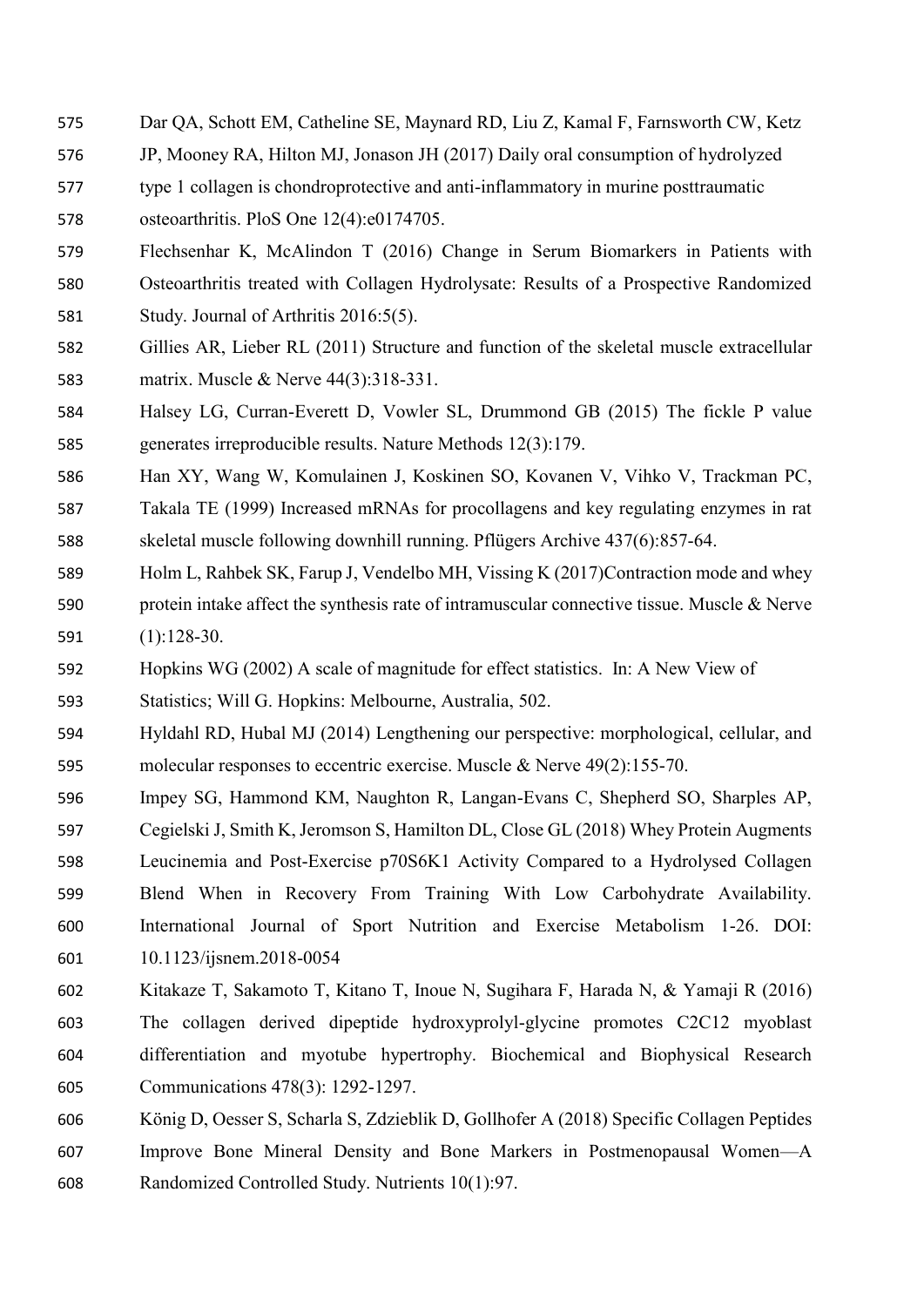Dar QA, Schott EM, Catheline SE, Maynard RD, Liu Z, Kamal F, Farnsworth CW, Ketz JP, Mooney RA, Hilton MJ, Jonason JH (2017) Daily oral consumption of hydrolyzed type 1 collagen is chondroprotective and anti-inflammatory in murine posttraumatic osteoarthritis. PloS One 12(4):e0174705.

Flechsenhar K, McAlindon T (2016) Change in Serum Biomarkers in Patients with Osteoarthritis treated with Collagen Hydrolysate: Results of a Prospective Randomized Study. Journal of Arthritis 2016:5(5).

Gillies AR, Lieber RL (2011) Structure and function of the skeletal muscle extracellular matrix. Muscle & Nerve 44(3):318-331.

Halsey LG, Curran-Everett D, Vowler SL, Drummond GB (2015) The fickle P value generates irreproducible results. Nature Methods 12(3):179.

Han XY, Wang W, Komulainen J, Koskinen SO, Kovanen V, Vihko V, Trackman PC, Takala TE (1999) Increased mRNAs for procollagens and key regulating enzymes in rat skeletal muscle following downhill running. Pflügers Archive 437(6):857-64.

Holm L, Rahbek SK, Farup J, Vendelbo MH, Vissing K (2017)Contraction mode and whey protein intake affect the synthesis rate of intramuscular connective tissue. Muscle & Nerve (1):128-30.

Hopkins WG (2002) A scale of magnitude for effect statistics. In: A New View of Statistics; Will G. Hopkins: Melbourne, Australia, 502.

Hyldahl RD, Hubal MJ (2014) Lengthening our perspective: morphological, cellular, and molecular responses to eccentric exercise. Muscle & Nerve 49(2):155-70.

Impey SG, Hammond KM, Naughton R, Langan-Evans C, Shepherd SO, Sharples AP, Cegielski J, Smith K, Jeromson S, Hamilton DL, Close GL (2018) Whey Protein Augments Leucinemia and Post-Exercise p70S6K1 Activity Compared to a Hydrolysed Collagen Blend When in Recovery From Training With Low Carbohydrate Availability. International Journal of Sport Nutrition and Exercise Metabolism 1-26. DOI: 10.1123/ijsnem.2018-0054

Kitakaze T, Sakamoto T, Kitano T, Inoue N, Sugihara F, Harada N, & Yamaji R (2016) The collagen derived dipeptide hydroxyprolyl-glycine promotes C2C12 myoblast differentiation and myotube hypertrophy. Biochemical and Biophysical Research Communications 478(3): 1292-1297.

König D, Oesser S, Scharla S, Zdzieblik D, Gollhofer A (2018) Specific Collagen Peptides Improve Bone Mineral Density and Bone Markers in Postmenopausal Women—A Randomized Controlled Study. Nutrients 10(1):97.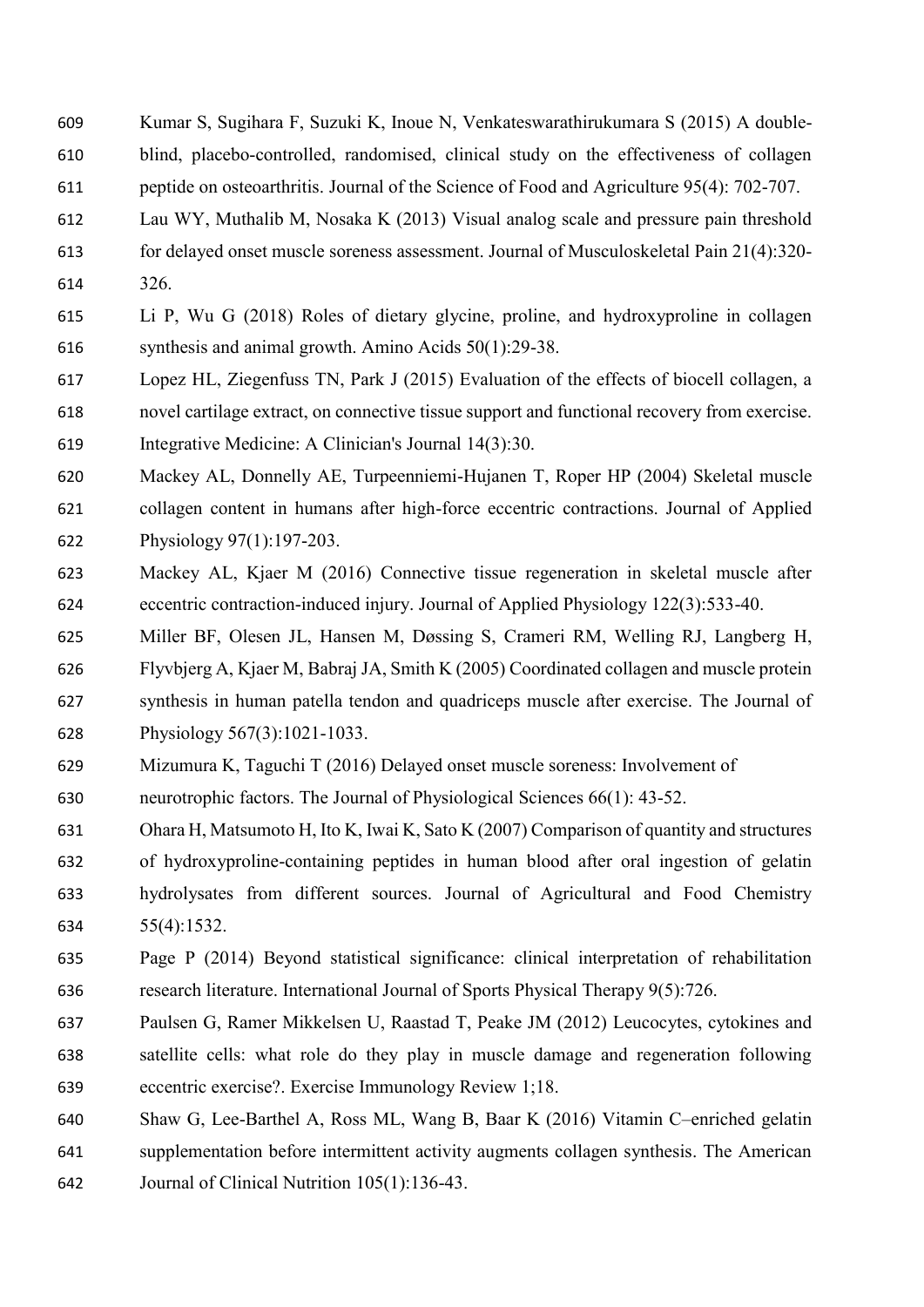Kumar S, Sugihara F, Suzuki K, Inoue N, Venkateswarathirukumara S (2015) A double-blind, placebo-controlled, randomised, clinical study on the effectiveness of collagen peptide on osteoarthritis. Journal of the Science of Food and Agriculture 95(4): 702-707.

Lau WY, Muthalib M, Nosaka K (2013) Visual analog scale and pressure pain threshold for delayed onset muscle soreness assessment. Journal of Musculoskeletal Pain 21(4):320-326.

Li P, Wu G (2018) Roles of dietary glycine, proline, and hydroxyproline in collagen synthesis and animal growth. Amino Acids 50(1):29-38.

Lopez HL, Ziegenfuss TN, Park J (2015) Evaluation of the effects of biocell collagen, a novel cartilage extract, on connective tissue support and functional recovery from exercise. Integrative Medicine: A Clinician's Journal 14(3):30.

Mackey AL, Donnelly AE, Turpeenniemi-Hujanen T, Roper HP (2004) Skeletal muscle collagen content in humans after high-force eccentric contractions. Journal of Applied Physiology 97(1):197-203.

Mackey AL, Kjaer M (2016) Connective tissue regeneration in skeletal muscle after eccentric contraction-induced injury. Journal of Applied Physiology 122(3):533-40.

Miller BF, Olesen JL, Hansen M, Døssing S, Crameri RM, Welling RJ, Langberg H, Flyvbjerg A, Kjaer M, Babraj JA, Smith K (2005) Coordinated collagen and muscle protein synthesis in human patella tendon and quadriceps muscle after exercise. The Journal of Physiology 567(3):1021-1033.

Mizumura K, Taguchi T (2016) Delayed onset muscle soreness: Involvement of neurotrophic factors. The Journal of Physiological Sciences 66(1): 43-52.

Ohara H, Matsumoto H, Ito K, Iwai K, Sato K (2007) Comparison of quantity and structures of hydroxyproline-containing peptides in human blood after oral ingestion of gelatin hydrolysates from different sources. Journal of Agricultural and Food Chemistry 55(4):1532.

Page P (2014) Beyond statistical significance: clinical interpretation of rehabilitation research literature. International Journal of Sports Physical Therapy 9(5):726.

Paulsen G, Ramer Mikkelsen U, Raastad T, Peake JM (2012) Leucocytes, cytokines and satellite cells: what role do they play in muscle damage and regeneration following eccentric exercise?. Exercise Immunology Review 1;18.

Shaw G, Lee-Barthel A, Ross ML, Wang B, Baar K (2016) Vitamin C–enriched gelatin supplementation before intermittent activity augments collagen synthesis. The American Journal of Clinical Nutrition 105(1):136-43.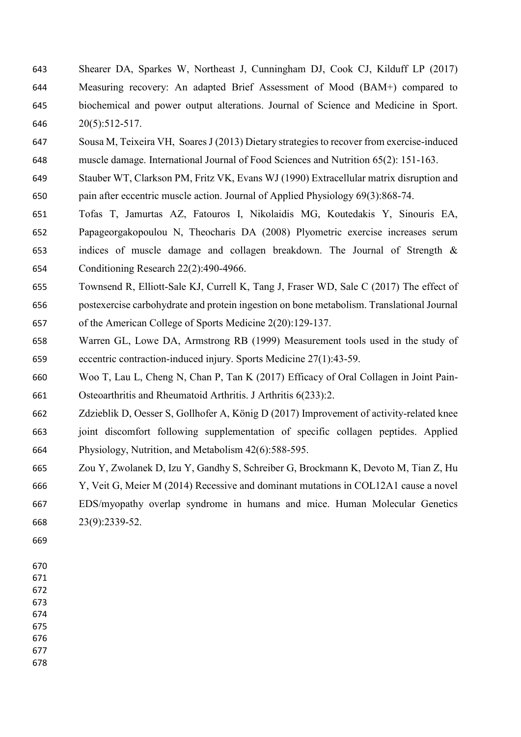Shearer DA, Sparkes W, Northeast J, Cunningham DJ, Cook CJ, Kilduff LP (2017) Measuring recovery: An adapted Brief Assessment of Mood (BAM+) compared to biochemical and power output alterations. Journal of Science and Medicine in Sport. 20(5):512-517.

Sousa M, Teixeira VH, Soares J (2013) Dietary strategies to recover from exercise-induced muscle damage. International Journal of Food Sciences and Nutrition 65(2): 151-163.

Stauber WT, Clarkson PM, Fritz VK, Evans WJ (1990) Extracellular matrix disruption and pain after eccentric muscle action. Journal of Applied Physiology 69(3):868-74.

Tofas T, Jamurtas AZ, Fatouros I, Nikolaidis MG, Koutedakis Y, Sinouris EA, Papageorgakopoulou N, Theocharis DA (2008) Plyometric exercise increases serum indices of muscle damage and collagen breakdown. The Journal of Strength & Conditioning Research 22(2):490-4966.

Townsend R, Elliott-Sale KJ, Currell K, Tang J, Fraser WD, Sale C (2017) The effect of postexercise carbohydrate and protein ingestion on bone metabolism. Translational Journal of the American College of Sports Medicine 2(20):129-137.

Warren GL, Lowe DA, Armstrong RB (1999) Measurement tools used in the study of eccentric contraction-induced injury. Sports Medicine 27(1):43-59.

Woo T, Lau L, Cheng N, Chan P, Tan K (2017) Efficacy of Oral Collagen in Joint Pain-Osteoarthritis and Rheumatoid Arthritis. J Arthritis 6(233):2.

Zdzieblik D, Oesser S, Gollhofer A, König D (2017) Improvement of activity-related knee joint discomfort following supplementation of specific collagen peptides. Applied Physiology, Nutrition, and Metabolism 42(6):588-595.

Zou Y, Zwolanek D, Izu Y, Gandhy S, Schreiber G, Brockmann K, Devoto M, Tian Z, Hu Y, Veit G, Meier M (2014) Recessive and dominant mutations in COL12A1 cause a novel EDS/myopathy overlap syndrome in humans and mice. Human Molecular Genetics 23(9):2339-52.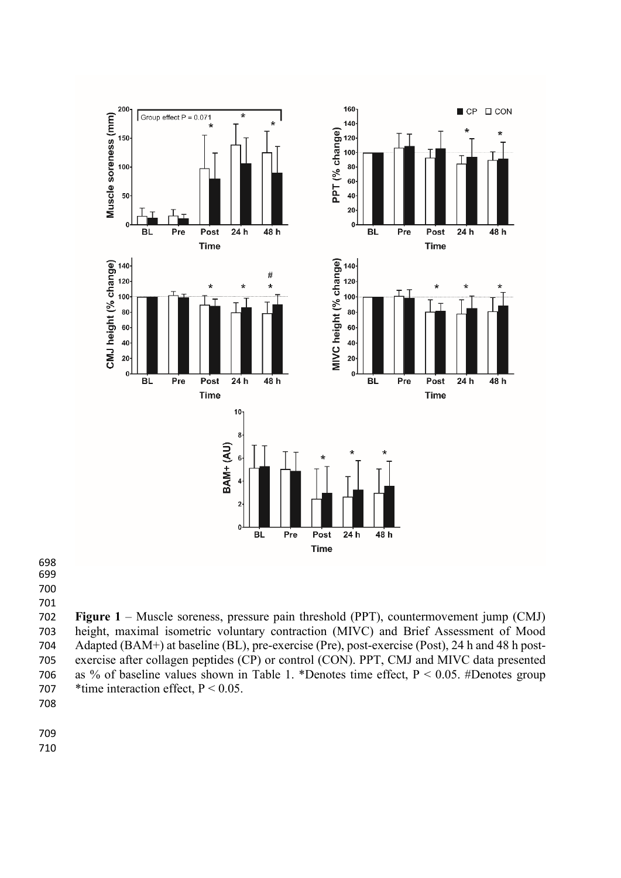**Figure 1** – Muscle soreness, pressure pain threshold (PPT), countermovement jump (CMJ) height, maximal isometric voluntary contraction (MIVC) and Brief Assessment of Mood Adapted (BAM+) at baseline (BL), pre-exercise (Pre), post-exercise (Post), 24 h and 48 h post-exercise after collagen peptides (CP) or control (CON). PPT, CMJ and MIVC data presented as % of baseline values shown in Table 1. *Denotes time effect, $P < 0.05$. #Denotes group *time interaction effect, $P < 0.05$.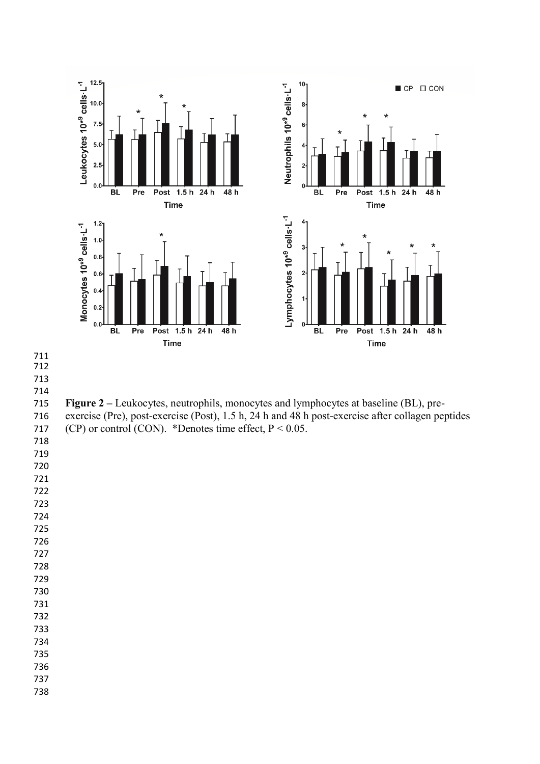**Figure 2** – Leukocytes, neutrophils, monocytes and lymphocytes at baseline (BL), pre-exercise (Pre), post-exercise (Post), 1.5 h, 24 h and 48 h post-exercise after collagen peptides (CP) or control (CON). *Denotes time effect, $P < 0.05$.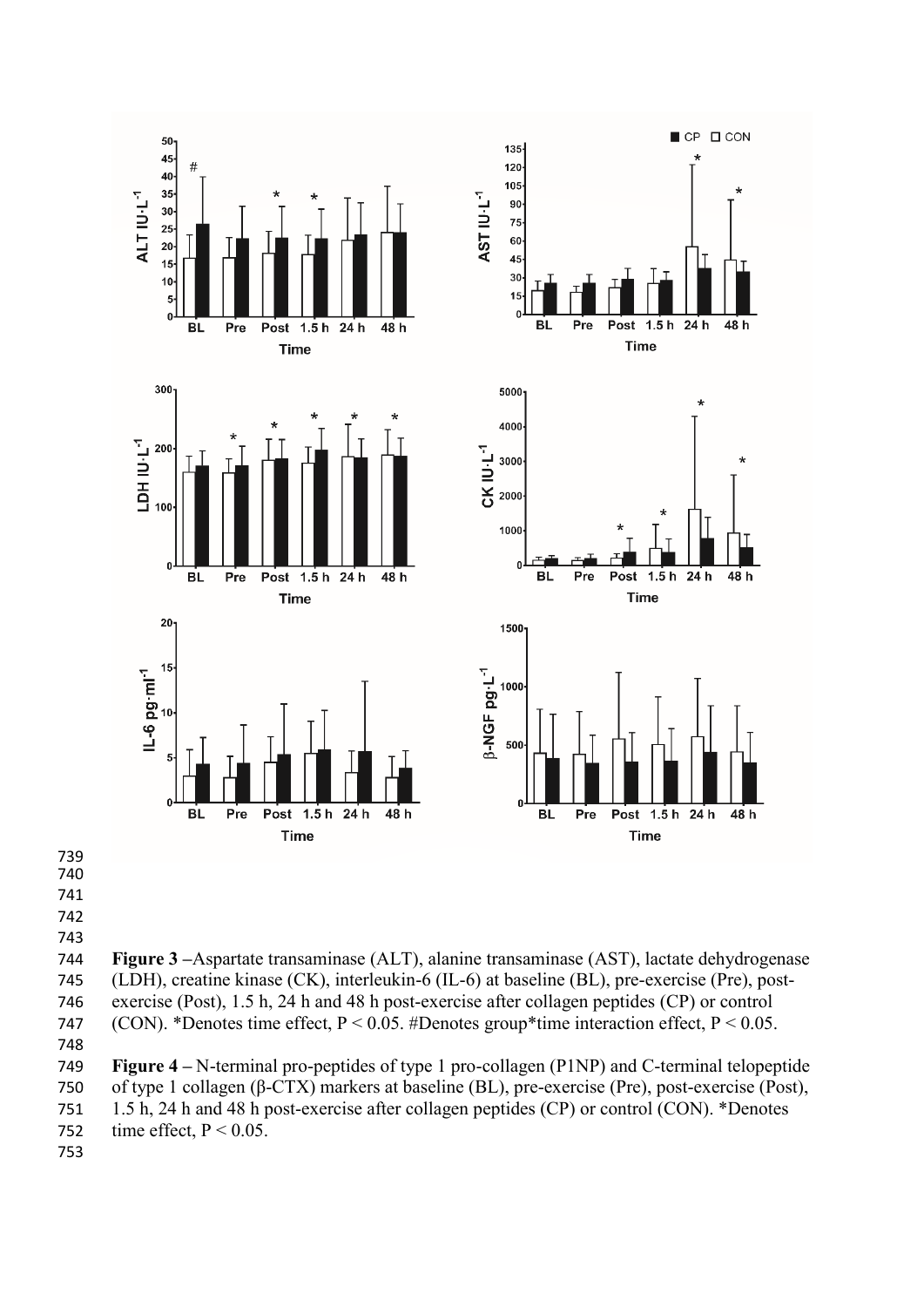CP CON

ALT IU·L⁻¹

50
45
40
35
30
25
20
15
10
5
0

BL Pre Post 1.5 h 24 h 48 h

Time

AST IU·L⁻¹

135
120
105
90
75
60
45
30
15
0

BL Pre Post 1.5 h 24 h 48 h

Time

LDH IU·L⁻¹

300
200
100
0

BL Pre Post 1.5 h 24 h 48 h

Time

CK IU·L⁻¹

5000
4000
3000
2000
1000
0

BL Pre Post 1.5 h 24 h 48 h

Time

IL-6 pg·ml⁻¹

20
15
10
5
0

BL Pre Post 1.5 h 24 h 48 h

Time

β-NGF pg·L⁻¹

1500
1000
500
0

BL Pre Post 1.5 h 24 h 48 h

Time

**Figure 3** –Aspartate transaminase (ALT), alanine transaminase (AST), lactate dehydrogenase (LDH), creatine kinase (CK), interleukin-6 (IL-6) at baseline (BL), pre-exercise (Pre), post-exercise (Post), 1.5 h, 24 h and 48 h post-exercise after collagen peptides (CP) or control (CON). *Denotes time effect, $P < 0.05$. #Denotes group*time interaction effect, $P < 0.05$.

**Figure 4** – N-terminal pro-peptides of type 1 pro-collagen (P1NP) and C-terminal telopeptide of type 1 collagen (β-CTX) markers at baseline (BL), pre-exercise (Pre), post-exercise (Post), 1.5 h, 24 h and 48 h post-exercise after collagen peptides (CP) or control (CON). *Denotes time effect, $P < 0.05$.